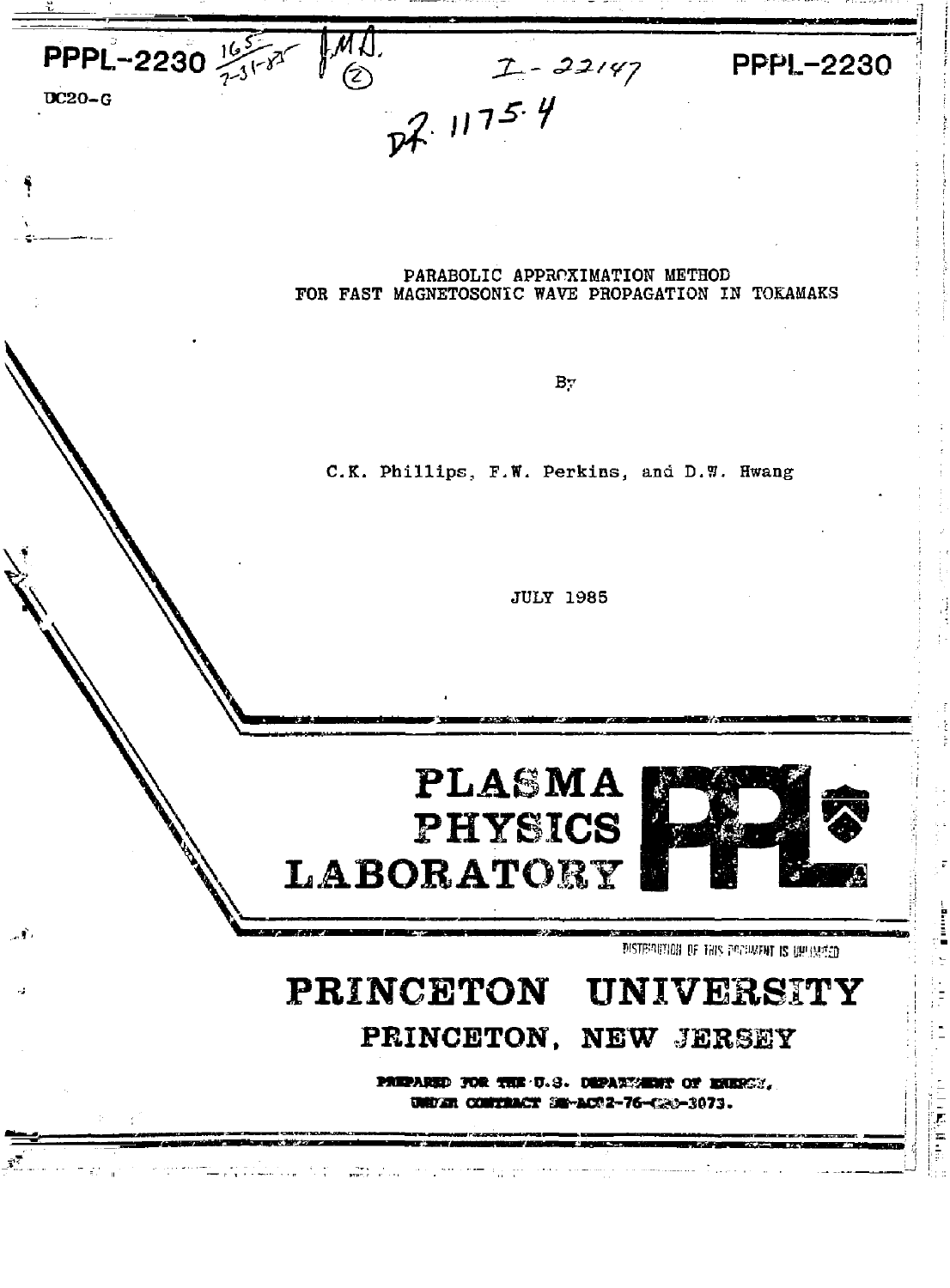PPPL-2230

DC20-G

PPPL-2230

# PARABOLIC APPROXIMATION METHOD FOR FAST MAGNETOSONIC WAVE PROPAGATION IN TOKAMAKS

By

C.K. Phillips, F.W. Perkins, and D.W. Hwang

JULY 1985

PLASMA PHYSICS LABORATORY

DISTRIBUTION OF THIS DOCUMENT IS UNLIMITED

# PRINCETON UNIVERSITY

## PRINCETON, NEW JERSEY

PREPARED FOR THE U.S. DEPARTMENT OF ENERGY, UNDER CONTRACT DE-AC02-76-CHO-3073.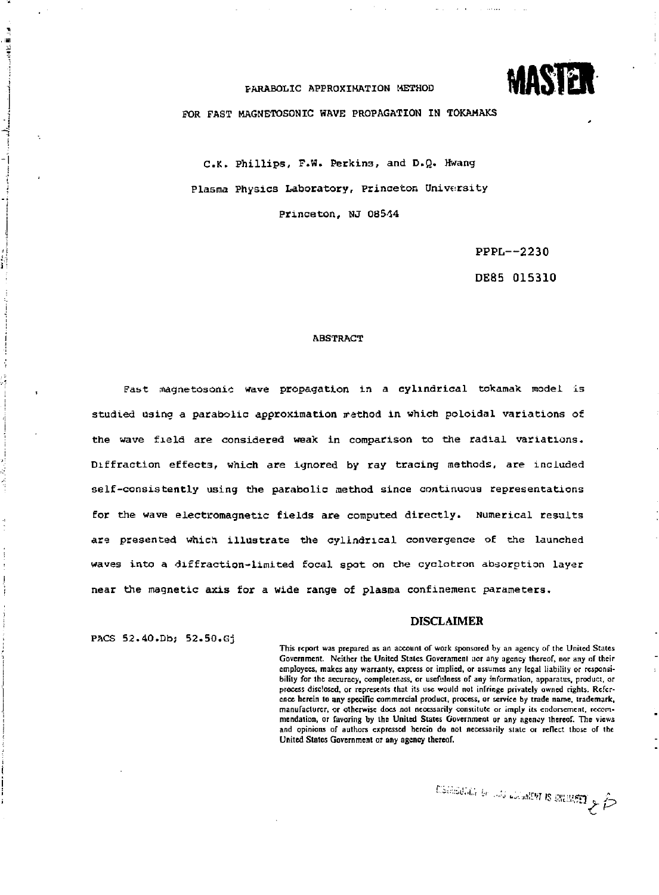# PARABOLIC APPROXIMATION METHOD

# FOR FAST MAGNETOSONIC WAVE PROPAGATION IN TOKAMAKS

MASTER

C.K. Phillips, F.W. Perkins, and D.Q. Hwang

Plasma Physics Laboratory, Princeton University

Princeton, NJ 08544

PPPL--2230

DE85 015310

## ABSTRACT

Fast magnetosonic wave propagation in a cylindrical tokamak model is studied using a parabolic approximation method in which poloidal variations of the wave field are considered weak in comparison to the radial variations. Diffraction effects, which are ignored by ray tracing methods, are included self-consistently using the parabolic method since continuous representations for the wave electromagnetic fields are computed directly. Numerical results are presented which illustrate the cylindrical convergence of the launched waves into a diffraction-limited focal spot on the cyclotron absorption layer near the magnetic axis for a wide range of plasma confinement parameters.

PACS 52.40.Db; 52.50.Gj

## DISCLAIMER

This report was prepared as an account of work sponsored by an agency of the United States Government. Neither the United States Government nor any agency thereof, nor any of their employees, makes any warranty, express or implied, or assumes any legal liability or responsibility for the accuracy, completeness, or usefulness of any information, apparatus, product, or process disclosed, or represents that its use would not infringe privately owned rights. Reference herein to any specific commercial product, process, or service by trade name, trademark, manufacturer, or otherwise does not necessarily constitute or imply its endorsement, recommendation, or favoring by the United States Government or any agency thereof. The views and opinions of authors expressed herein do not necessarily state or reflect those of the United States Government or any agency thereof.

DISTRIBUTION OF THIS DOCUMENT IS UNLIMITED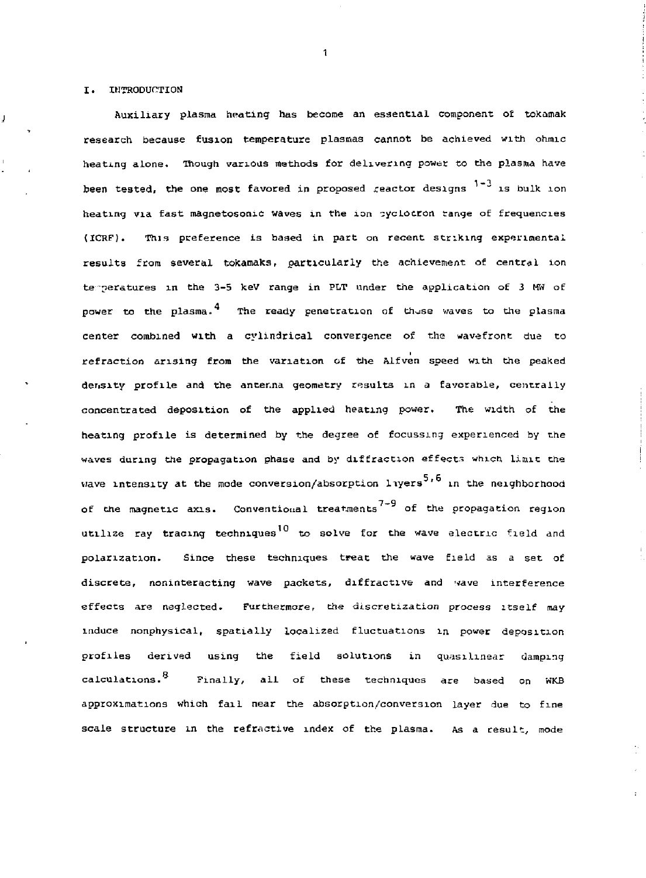## I. INTRODUCTION

Auxiliary plasma heating has become an essential component of tokamak research because fusion temperature plasmas cannot be achieved with ohmic heating alone. Though various methods for delivering power to the plasma have been tested, the one most favored in proposed reactor designs [1-3] is bulk ion heating via fast magnetosonic waves in the ion cyclotron range of frequencies (ICRF). This preference is based in part on recent striking experimental results from several tokamaks, particularly the achievement of central ion temperatures in the 3-5 keV range in PLT under the application of 3 MW of power to the plasma.[4] The ready penetration of these waves to the plasma center combined with a cylindrical convergence of the wavefront due to refraction arising from the variation of the Alfvèn speed with the peaked density profile and the antenna geometry results in a favorable, centrally concentrated deposition of the applied heating power. The width of the heating profile is determined by the degree of focussing experienced by the waves during the propagation phase and by diffraction effects which limit the wave intensity at the mode conversion/absorption layers[5,6] in the neighborhood of the magnetic axis. Conventional treatments[7-9] of the propagation region utilize ray tracing techniques[10] to solve for the wave electric field and polarization. Since these techniques treat the wave field as a set of discrete, noninteracting wave packets, diffractive and wave interference effects are neglected. Furthermore, the discretization process itself may induce nonphysical, spatially localized fluctuations in power deposition profiles derived using the field solutions in quasilinear damping calculations.[8] Finally, all of these techniques are based on WKB approximations which fail near the absorption/conversion layer due to fine scale structure in the refractive index of the plasma. As a result, mode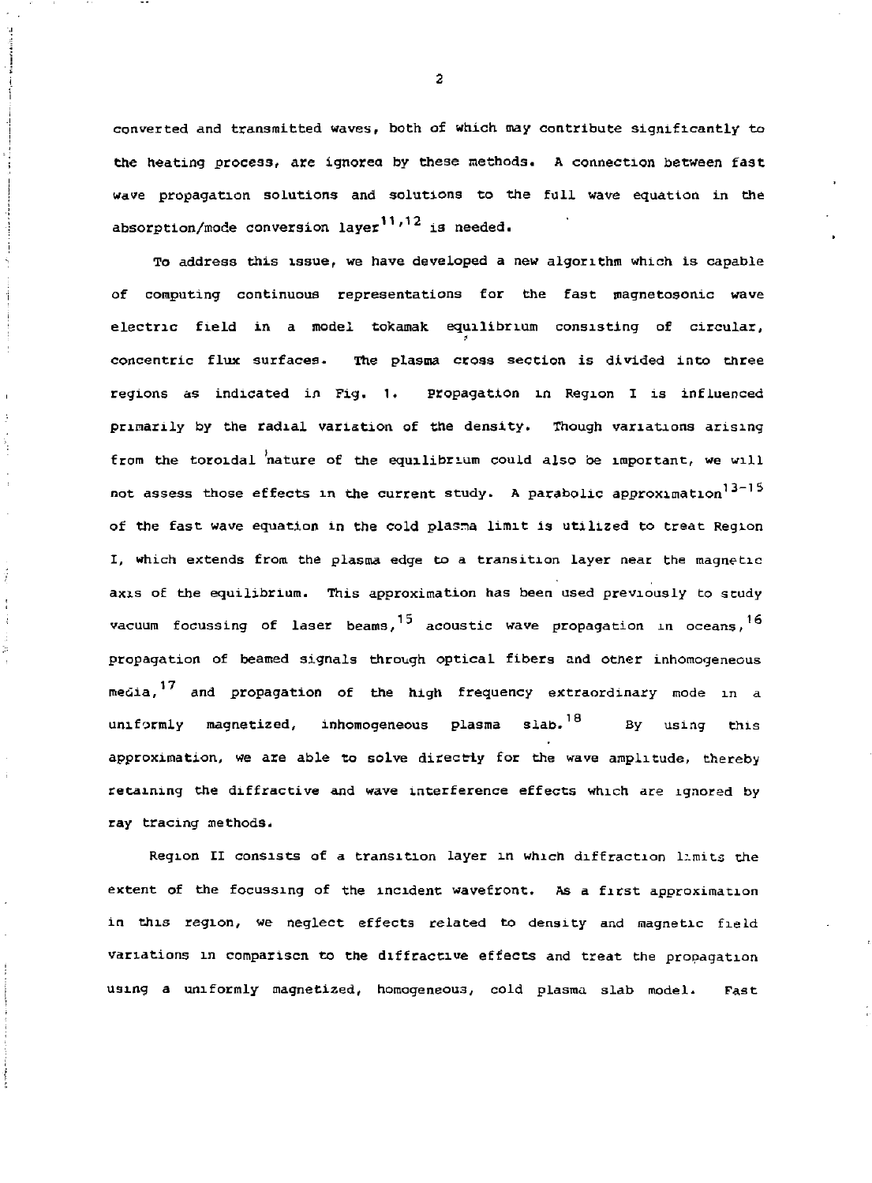converted and transmitted waves, both of which may contribute significantly to the heating process, are ignored by these methods. A connection between fast wave propagation solutions and solutions to the full wave equation in the absorption/mode conversion layer[11,12] is needed.

To address this issue, we have developed a new algorithm which is capable of computing continuous representations for the fast magnetosonic wave electric field in a model tokamak equilibrium consisting of circular, concentric flux surfaces. The plasma cross section is divided into three regions as indicated in Fig. 1. Propagation in Region I is influenced primarily by the radial variation of the density. Though variations arising from the toroidal nature of the equilibrium could also be important, we will not assess those effects in the current study. A parabolic approximation[13-15] of the fast wave equation in the cold plasma limit is utilized to treat Region I, which extends from the plasma edge to a transition layer near the magnetic axis of the equilibrium. This approximation has been used previously to study vacuum focussing of laser beams,[15] acoustic wave propagation in oceans,[16] propagation of beamed signals through optical fibers and other inhomogeneous media,[17] and propagation of the high frequency extraordinary mode in a uniformly magnetized, inhomogeneous plasma slab.[18] By using this approximation, we are able to solve directly for the wave amplitude, thereby retaining the diffractive and wave interference effects which are ignored by ray tracing methods.

Region II consists of a transition layer in which diffraction limits the extent of the focussing of the incident wavefront. As a first approximation in this region, we neglect effects related to density and magnetic field variations in comparison to the diffractive effects and treat the propagation using a uniformly magnetized, homogeneous, cold plasma slab model. Fast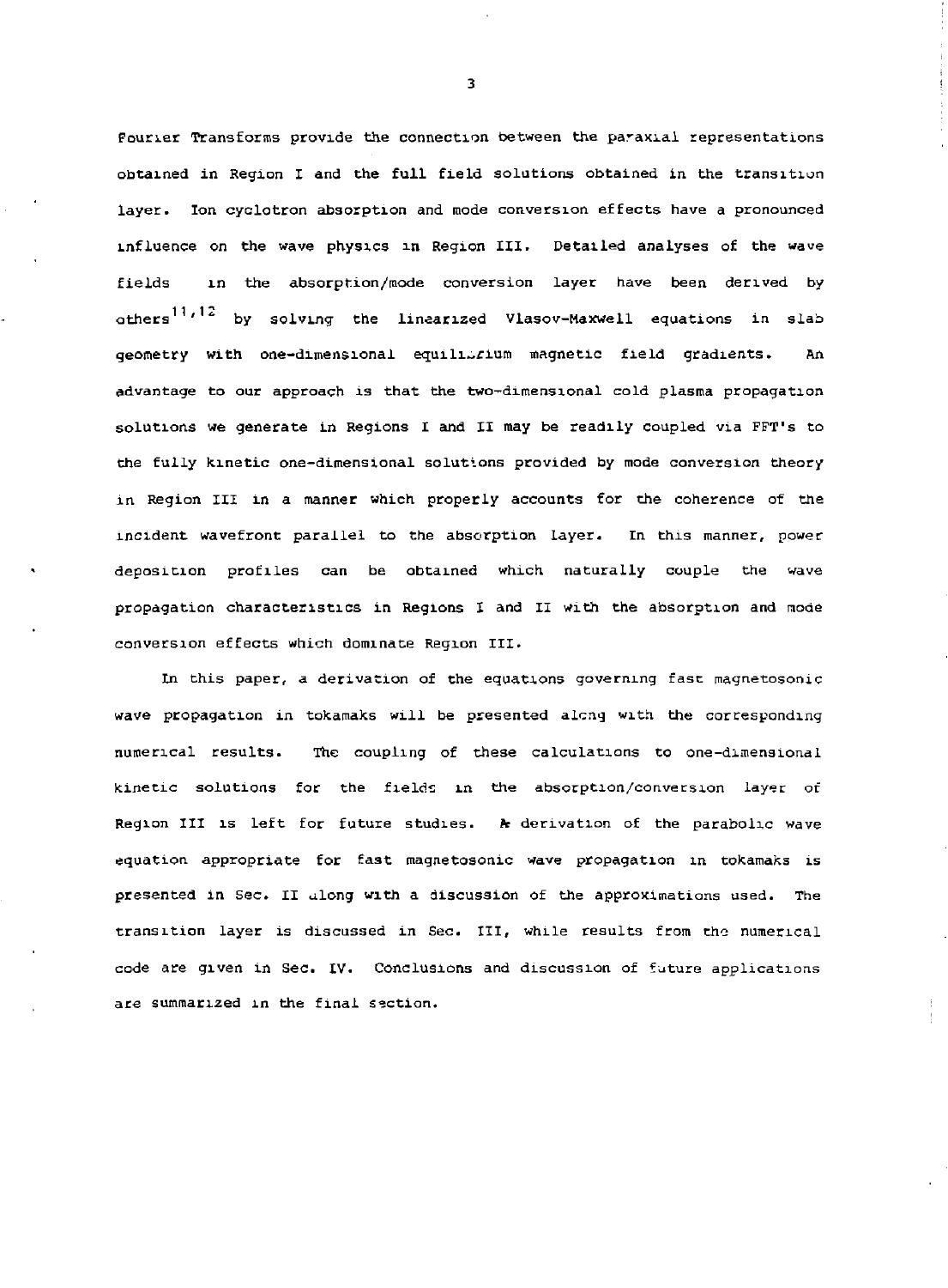Fourier Transforms provide the connection between the paraxial representations obtained in Region I and the full field solutions obtained in the transition layer. Ion cyclotron absorption and mode conversion effects have a pronounced influence on the wave physics in Region III. Detailed analyses of the wave fields in the absorption/mode conversion layer have been derived by others[11,12] by solving the linearized Vlasov-Maxwell equations in slab geometry with one-dimensional equilibrium magnetic field gradients. An advantage to our approach is that the two-dimensional cold plasma propagation solutions we generate in Regions I and II may be readily coupled via FFT's to the fully kinetic one-dimensional solutions provided by mode conversion theory in Region III in a manner which properly accounts for the coherence of the incident wavefront parallel to the absorption layer. In this manner, power deposition profiles can be obtained which naturally couple the wave propagation characteristics in Regions I and II with the absorption and mode conversion effects which dominate Region III.

In this paper, a derivation of the equations governing fast magnetosonic wave propagation in tokamaks will be presented along with the corresponding numerical results. The coupling of these calculations to one-dimensional kinetic solutions for the fields in the absorption/conversion layer of Region III is left for future studies. A derivation of the parabolic wave equation appropriate for fast magnetosonic wave propagation in tokamaks is presented in Sec. II along with a discussion of the approximations used. The transition layer is discussed in Sec. III, while results from the numerical code are given in Sec. IV. Conclusions and discussion of future applications are summarized in the final section.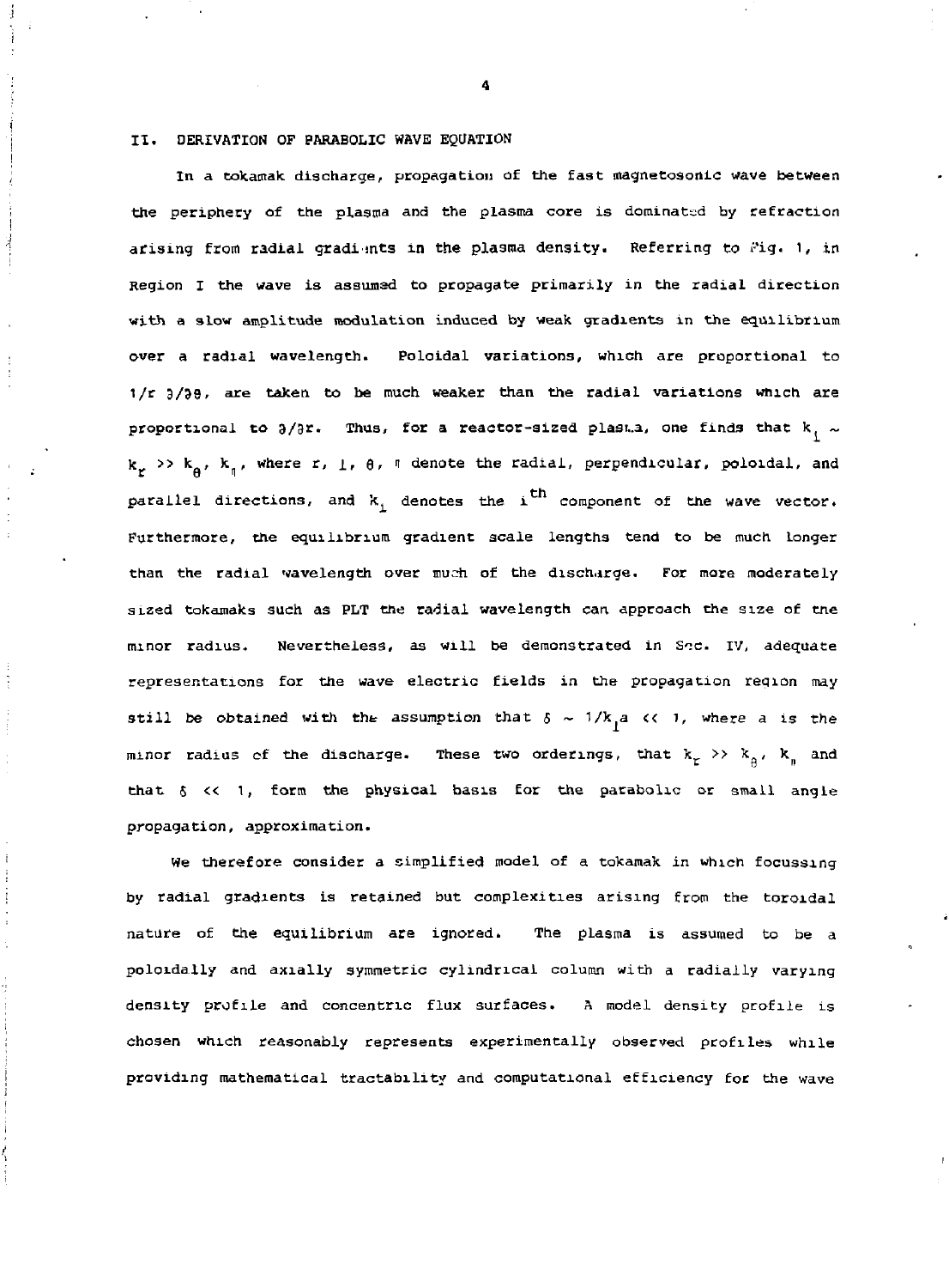## II. DERIVATION OF PARABOLIC WAVE EQUATION

In a tokamak discharge, propagation of the fast magnetosonic wave between the periphery of the plasma and the plasma core is dominated by refraction arising from radial gradients in the plasma density. Referring to Fig. 1, in Region I the wave is assumed to propagate primarily in the radial direction with a slow amplitude modulation induced by weak gradients in the equilibrium over a radial wavelength. Poloidal variations, which are proportional to $1/r\ \partial/\partial\theta$, are taken to be much weaker than the radial variations which are proportional to $\partial/\partial r$. Thus, for a reactor-sized plasma, one finds that $k_\perp \sim k_r \gg k_\theta, k_\parallel$, where $r$, $\perp$, $\theta$, $\parallel$ denote the radial, perpendicular, poloidal, and parallel directions, and $k_i$ denotes the $i^{th}$ component of the wave vector. Furthermore, the equilibrium gradient scale lengths tend to be much longer than the radial wavelength over much of the discharge. For more moderately sized tokamaks such as PLT the radial wavelength can approach the size of the minor radius. Nevertheless, as will be demonstrated in Sec. IV, adequate representations for the wave electric fields in the propagation region may still be obtained with the assumption that $\delta \sim 1/k_\perp a \ll 1$, where $a$ is the minor radius of the discharge. These two orderings, that $k_r \gg k_\theta$, $k_\parallel$ and that $\delta \ll 1$, form the physical basis for the parabolic or small angle propagation, approximation.

We therefore consider a simplified model of a tokamak in which focussing by radial gradients is retained but complexities arising from the toroidal nature of the equilibrium are ignored. The plasma is assumed to be a poloidally and axially symmetric cylindrical column with a radially varying density profile and concentric flux surfaces. A model density profile is chosen which reasonably represents experimentally observed profiles while providing mathematical tractability and computational efficiency for the wave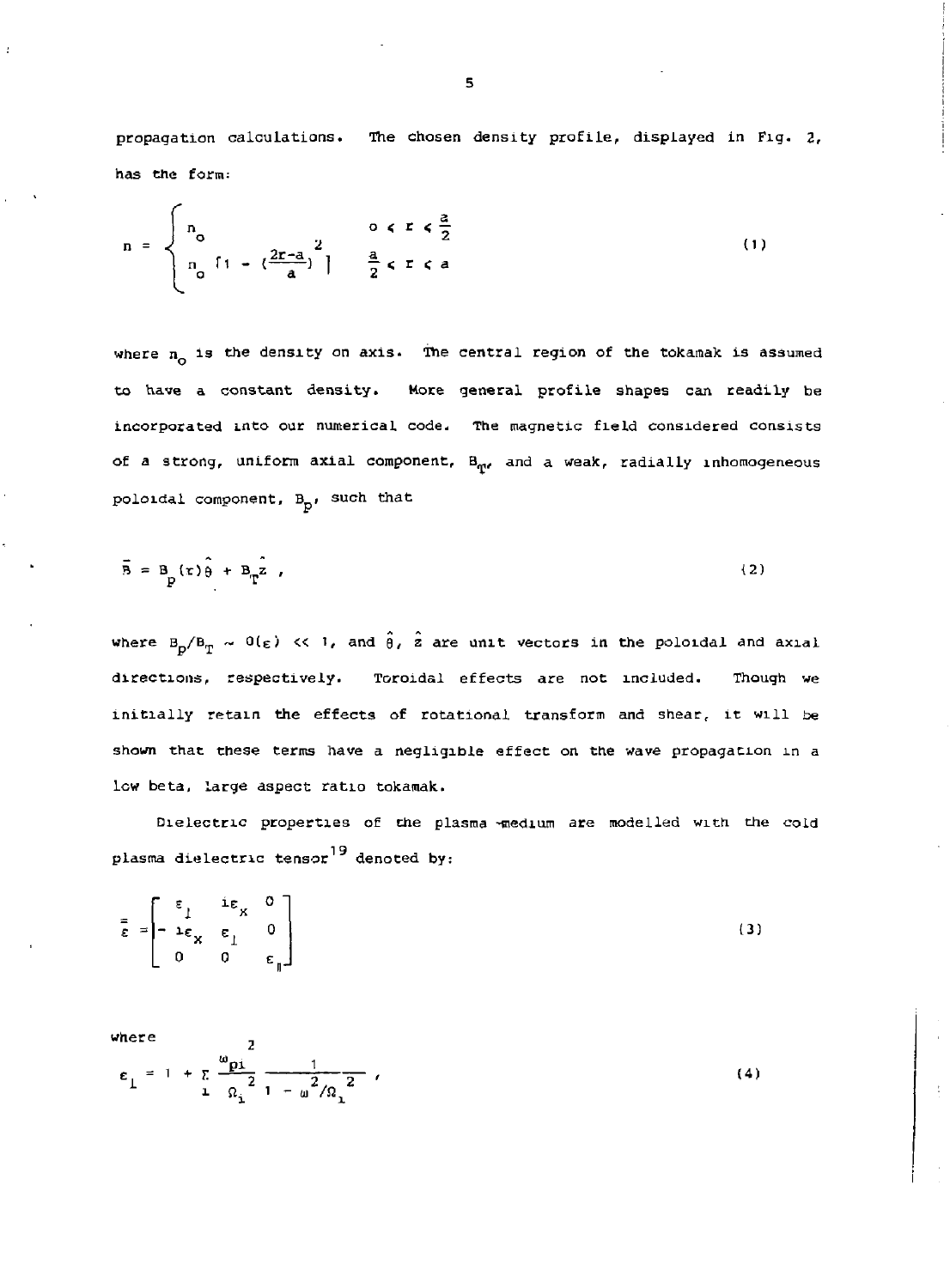propagation calculations. The chosen density profile, displayed in Fig. 2, has the form:

$$
n = \begin{cases} n_o & 0 \leqslant r \leqslant \frac{a}{2} \\ n_o \left[1 - \left(\frac{2r-a}{a}\right)^2\right] & \frac{a}{2} \leqslant r \leqslant a \end{cases} \tag{1}
$$

where $n_o$ is the density on axis. The central region of the tokamak is assumed to have a constant density. More general profile shapes can readily be incorporated into our numerical code. The magnetic field considered consists of a strong, uniform axial component, $B_T$, and a weak, radially inhomogeneous poloidal component, $B_p$, such that

$$
\bar{B} = B_p(r)\hat{\theta} + B_T\hat{z} \ , \tag{2}
$$

where $B_p/B_T \sim O(\varepsilon) << 1$, and $\hat{\theta}$, $\hat{z}$ are unit vectors in the poloidal and axial directions, respectively. Toroidal effects are not included. Though we initially retain the effects of rotational transform and shear, it will be shown that these terms have a negligible effect on the wave propagation in a low beta, large aspect ratio tokamak.

Dielectric properties of the plasma medium are modelled with the cold plasma dielectric tensor[19] denoted by:

$$
\bar{\bar{\varepsilon}} = \begin{bmatrix} \varepsilon_\perp & i\varepsilon_x & 0 \\ -i\varepsilon_x & \varepsilon_\perp & 0 \\ 0 & 0 & \varepsilon_\parallel \end{bmatrix} \tag{3}
$$

where

$$
\varepsilon_\perp = 1 + \sum_i \frac{\omega_{pi}^2}{\Omega_i^2} \frac{1}{1 - \omega^2/\Omega_i^2} \ , \tag{4}
$$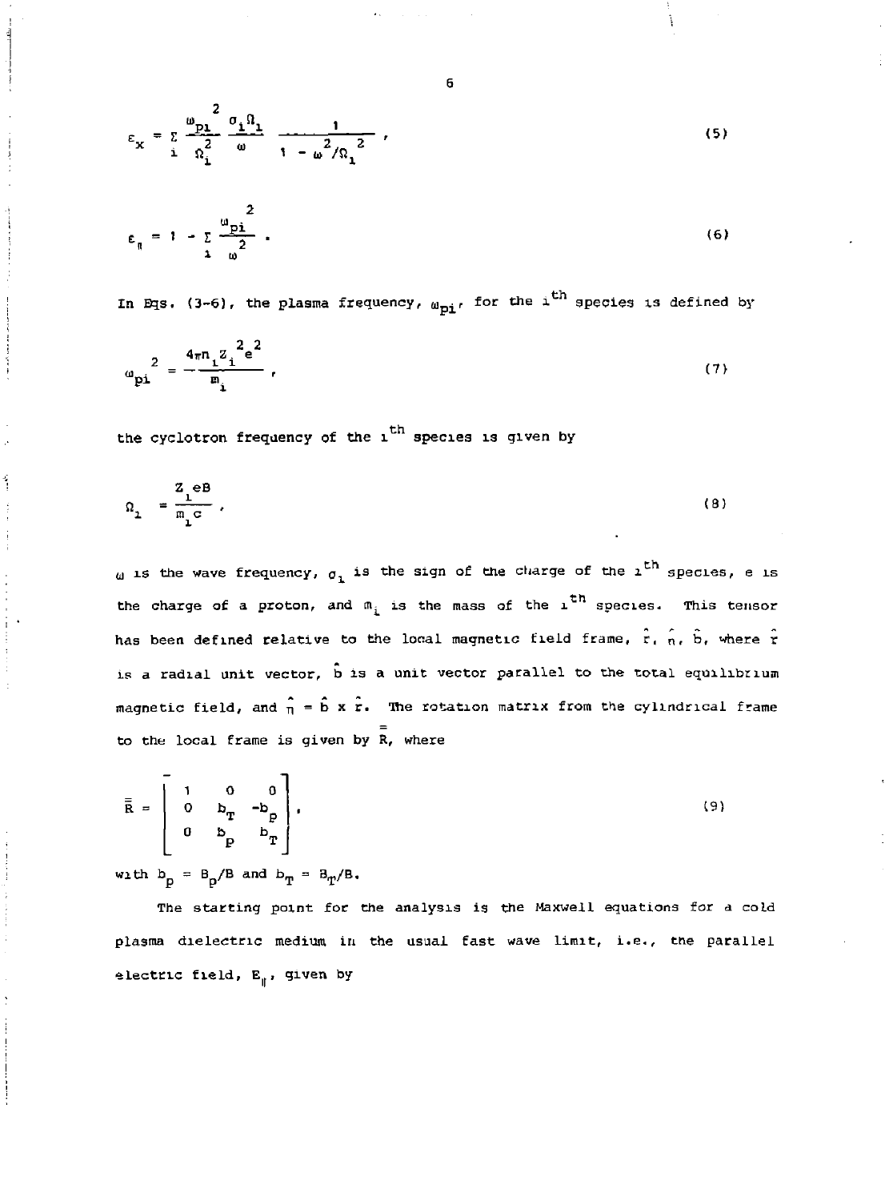$$\varepsilon_x = \sum_i \frac{\omega_{pi}^2}{\Omega_i^2} \frac{\sigma_i \Omega_i}{\omega} \frac{1}{1 - \omega^2/\Omega_i^2} , \tag{5}$$

$$\varepsilon_\parallel = 1 - \sum_i \frac{\omega_{pi}^2}{\omega^2} . \tag{6}$$

In Eqs. (3-6), the plasma frequency, $\omega_{pi}$, for the $i^{th}$ species is defined by

$$\omega_{pi}^2 = \frac{4\pi n_i Z_i^2 e^2}{m_i} , \tag{7}$$

the cyclotron frequency of the $i^{th}$ species is given by

$$\Omega_i = \frac{Z_i e B}{m_i c} , \tag{8}$$

$\omega$ is the wave frequency, $\sigma_i$ is the sign of the charge of the $i^{th}$ species, e is the charge of a proton, and $m_i$ is the mass of the $i^{th}$ species. This tensor has been defined relative to the local magnetic field frame, $\hat{r}$, $\hat{n}$, $\hat{b}$, where $\hat{r}$ is a radial unit vector, $\hat{b}$ is a unit vector parallel to the total equilibrium magnetic field, and $\hat{n} = \hat{b} \times \hat{r}$. The rotation matrix from the cylindrical frame to the local frame is given by $\bar{\bar{R}}$, where

$$\bar{\bar{R}} = \begin{bmatrix} 1 & 0 & 0 \\ 0 & b_T & -b_p \\ 0 & b_p & b_T \end{bmatrix} , \tag{9}$$

with $b_p = B_p/B$ and $b_T = B_T/B$.

The starting point for the analysis is the Maxwell equations for a cold plasma dielectric medium in the usual fast wave limit, i.e., the parallel electric field, $E_\parallel$, given by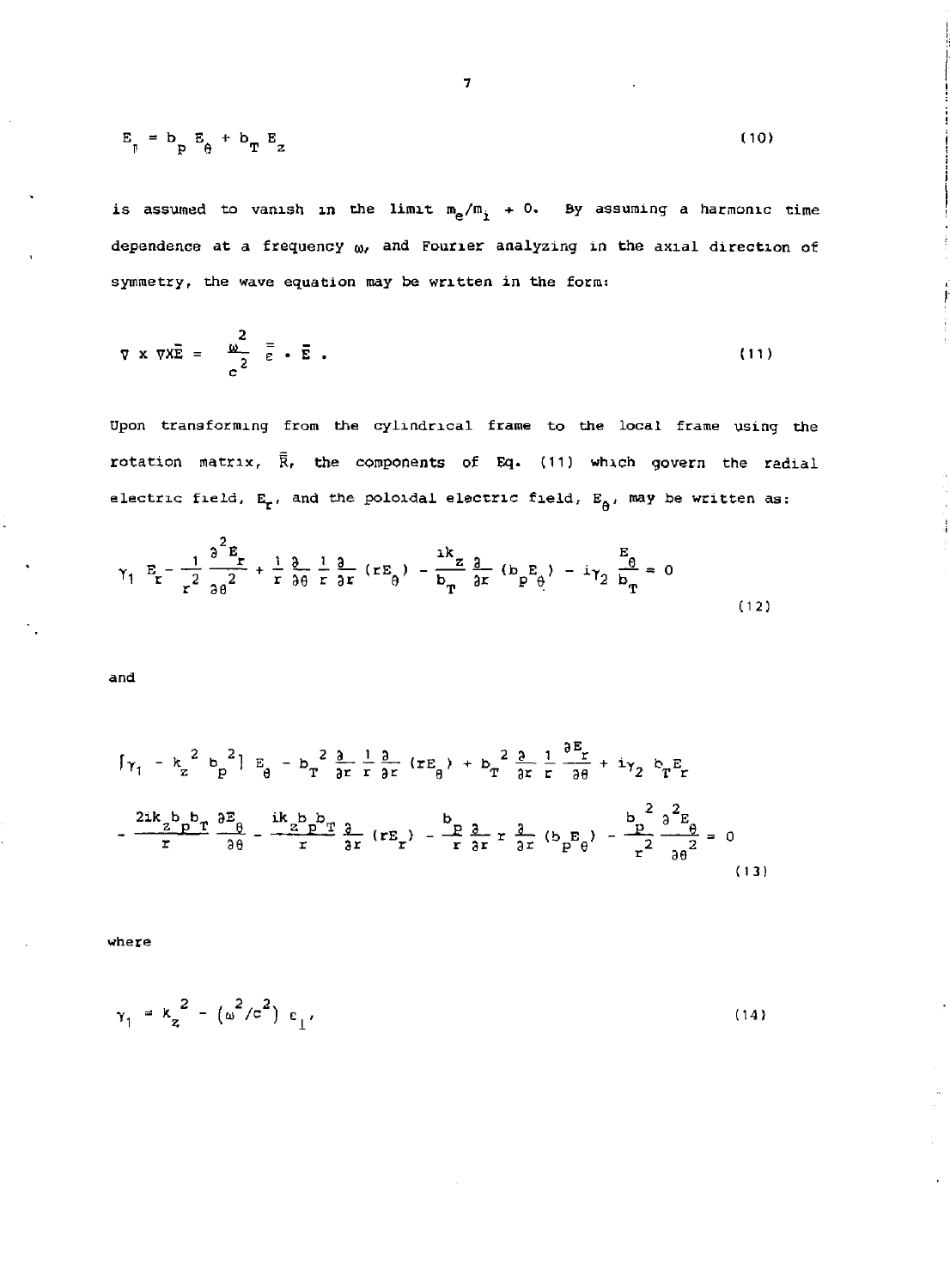$$E_{\parallel} = b_p E_\theta + b_T E_z \tag{10}$$

is assumed to vanish in the limit $m_e/m_i \to 0$. By assuming a harmonic time dependence at a frequency $\omega$, and Fourier analyzing in the axial direction of symmetry, the wave equation may be written in the form:

$$\nabla \times \nabla \times \bar{E} = \frac{\omega^2}{c^2} \bar{\bar{\varepsilon}} \cdot \bar{E} \; . \tag{11}$$

Upon transforming from the cylindrical frame to the local frame using the rotation matrix, $\bar{\bar{R}}$, the components of Eq. (11) which govern the radial electric field, $E_r$, and the poloidal electric field, $E_\theta$, may be written as:

$$\gamma_1 \; E_r - \frac{1}{r^2} \frac{\partial^2 E_r}{\partial \theta^2} + \frac{1}{r} \frac{\partial}{\partial \theta} \frac{1}{r} \frac{\partial}{\partial r} (r E_\theta) - \frac{i k_z}{b_T} \frac{\partial}{\partial r} (b_p E_\theta) - i \gamma_2 \frac{E_\theta}{b_T} = 0 \tag{12}$$

and

$$\left[ \gamma_1 - k_z^{\;2} \, b_p^{\;2} \right] E_\theta - b_T^{\;2} \frac{\partial}{\partial r} \frac{1}{r} \frac{\partial}{\partial r} (r E_\theta) + b_T^{\;2} \frac{\partial}{\partial r} \frac{1}{r} \frac{\partial E_r}{\partial \theta} + i \gamma_2 \, b_T E_r$$
$$- \frac{2 i k_z b_p b_T}{r} \frac{\partial E_\theta}{\partial \theta} - \frac{i k_z b_p b_T}{r} \frac{\partial}{\partial r} (r E_r) - \frac{b_p}{r} \frac{\partial}{\partial r} r \frac{\partial}{\partial r} (b_p E_\theta) - \frac{b_p^{\;2}}{r^2} \frac{\partial^2 E_\theta}{\partial \theta^2} = 0 \tag{13}$$

where

$$\gamma_1 = k_z^{\;2} - \left(\omega^2/c^2\right) \varepsilon_\perp , \tag{14}$$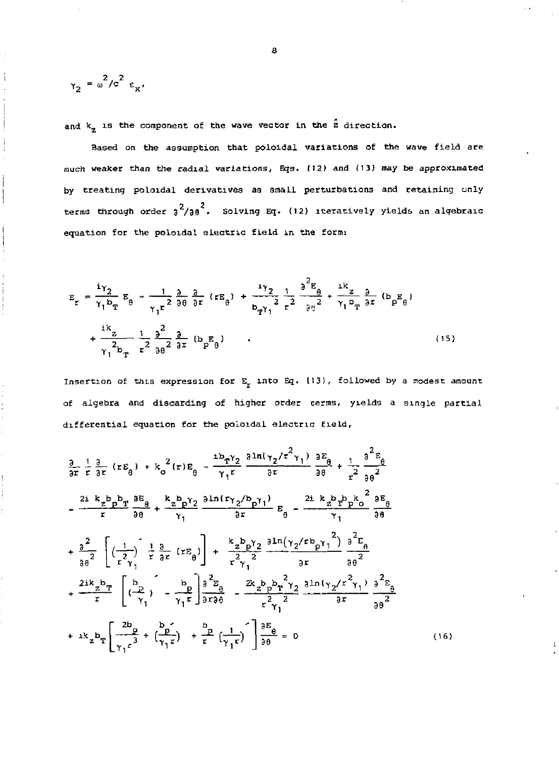$$\gamma_2 = \omega^2/c^2 \, \varepsilon_x,$$

and $k_z$ is the component of the wave vector in the $\hat{z}$ direction.

Based on the assumption that poloidal variations of the wave field are much weaker than the radial variations, Eqs. (12) and (13) may be approximated by treating poloidal derivatives as small perturbations and retaining only terms through order $\partial^2/\partial\theta^2$. Solving Eq. (12) iteratively yields an algebraic equation for the poloidal electric field in the form:

$$E_r = \frac{i\gamma_2}{\gamma_1 b_T} E_\theta - \frac{1}{\gamma_1 r^2} \frac{\partial}{\partial\theta} \frac{\partial}{\partial r} (rE_\theta) + \frac{i\gamma_2}{b_T \gamma_1^{\,2}} \frac{1}{r^2} \frac{\partial^2 E_\theta}{\partial\theta^2} + \frac{ik_z}{\gamma_1 b_T} \frac{\partial}{\partial r} (b_p E_\theta)$$

$$+ \frac{ik_z}{\gamma_1^{\,2} b_T} \frac{1}{r^2} \frac{\partial^2}{\partial\theta^2} \frac{\partial}{\partial r} (b_p E_\theta) \qquad . \tag{15}$$

Insertion of this expression for $E_r$ into Eq. (13), followed by a modest amount of algebra and discarding of higher order terms, yields a single partial differential equation for the poloidal electric field,

$$\frac{\partial}{\partial r} \frac{1}{r} \frac{\partial}{\partial r} (rE_\theta) + k_o^{\,2}(r)E_\theta - \frac{ib_T\gamma_2}{\gamma_1 r} \frac{\partial \ln(\gamma_2/r^2\gamma_1)}{\partial r} \frac{\partial E_\theta}{\partial\theta} + \frac{1}{r^2} \frac{\partial^2 E_\theta}{\partial\theta^2}$$

$$- \frac{2i\, k_z b_p b_T}{r} \frac{\partial E_\theta}{\partial\theta} + \frac{k_z b_p \gamma_2}{\gamma_1} \frac{\partial \ln(r\gamma_2/b_p\gamma_1)}{\partial r} E_\theta - \frac{2i\, k_z b_T b_p k_o^{\,2}}{\gamma_1} \frac{\partial E_\theta}{\partial\theta}$$

$$+ \frac{\partial^2}{\partial\theta^2} \left[ \left(\frac{1}{r^2\gamma_1}\right)' \frac{1}{r} \frac{\partial}{\partial r} (rE_\theta) \right] + \frac{k_z b_p \gamma_2}{r^2 \gamma_1^{\,2}} \frac{\partial \ln(\gamma_2/rb_p\gamma_1^{\,2})}{\partial r} \frac{\partial^2 E_\theta}{\partial\theta^2}$$

$$+ \frac{2ik_z b_T}{r} \left[ \left(\frac{b_p}{\gamma_1}\right)' - \frac{b_p}{\gamma_1 r} \right] \frac{\partial^2 E_\theta}{\partial r\partial\theta} - \frac{2k_z b_p b_T^{\,2} \gamma_2}{r^2 \gamma_1^{\,2}} \frac{\partial \ln(\gamma_2/r^2\gamma_1)}{\partial r} \frac{\partial^2 E_\theta}{\partial\theta^2}$$

$$+ ik_z b_T \left[ \frac{2b_p}{\gamma_1 r^3} + \left(\frac{b_p}{\gamma_1 r}\right)' + \frac{b_p}{r} \left(\frac{1}{\gamma_1 r}\right)' \right] \frac{\partial E_\theta}{\partial\theta} = 0 \tag{16}$$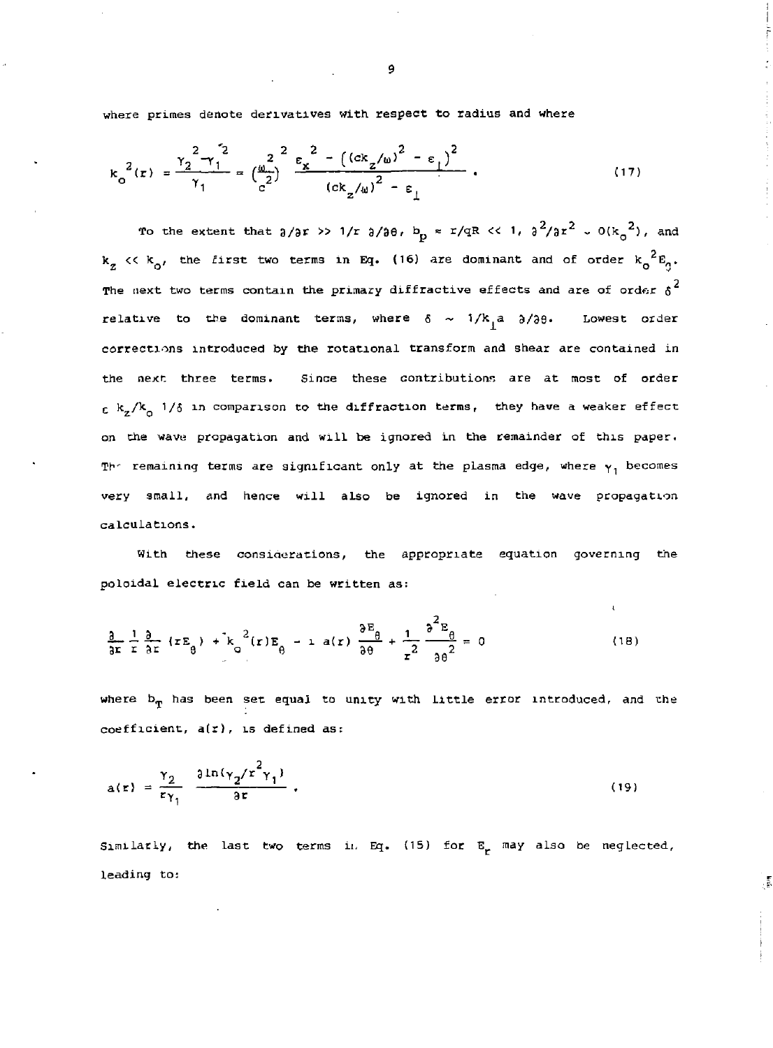where primes denote derivatives with respect to radius and where

$$k_o^2(r) = \frac{\gamma_2^2 - \gamma_1^2}{\gamma_1} = \left(\frac{\omega^2}{c^2}\right)^2 \frac{\varepsilon_x^2 - \left((ck_z/\omega)^2 - \varepsilon_\perp\right)^2}{(ck_z/\omega)^2 - \varepsilon_\perp} . \tag{17}$$

To the extent that $\partial/\partial r >> 1/r\ \partial/\partial\theta$, $b_p \approx r/qR << 1$, $\partial^2/\partial r^2 \sim O(k_o^2)$, and $k_z << k_o$, the first two terms in Eq. (16) are dominant and of order $k_o^2 E_\theta$. The next two terms contain the primary diffractive effects and are of order $\delta^2$ relative to the dominant terms, where $\delta \sim 1/k_\perp a\ \partial/\partial\theta$. Lowest order corrections introduced by the rotational transform and shear are contained in the next three terms. Since these contributions are at most of order $\varepsilon\ k_z/k_o\ 1/\delta$ in comparison to the diffraction terms, they have a weaker effect on the wave propagation and will be ignored in the remainder of this paper. The remaining terms are significant only at the plasma edge, where $\gamma_1$ becomes very small, and hence will also be ignored in the wave propagation calculations.

With these considerations, the appropriate equation governing the poloidal electric field can be written as:

$$\frac{\partial}{\partial r}\frac{1}{r}\frac{\partial}{\partial r}(rE_\theta) + k_o^2(r)E_\theta - i\,a(r)\,\frac{\partial E_\theta}{\partial \theta} + \frac{1}{r^2}\frac{\partial^2 E_\theta}{\partial \theta^2} = 0 \tag{18}$$

where $b_T$ has been set equal to unity with little error introduced, and the coefficient, $a(r)$, is defined as:

$$a(r) = \frac{\gamma_2}{r\gamma_1}\ \frac{\partial \ln(\gamma_2/r^2\gamma_1)}{\partial r} . \tag{19}$$

Similarly, the last two terms in Eq. (15) for $E_r$ may also be neglected, leading to: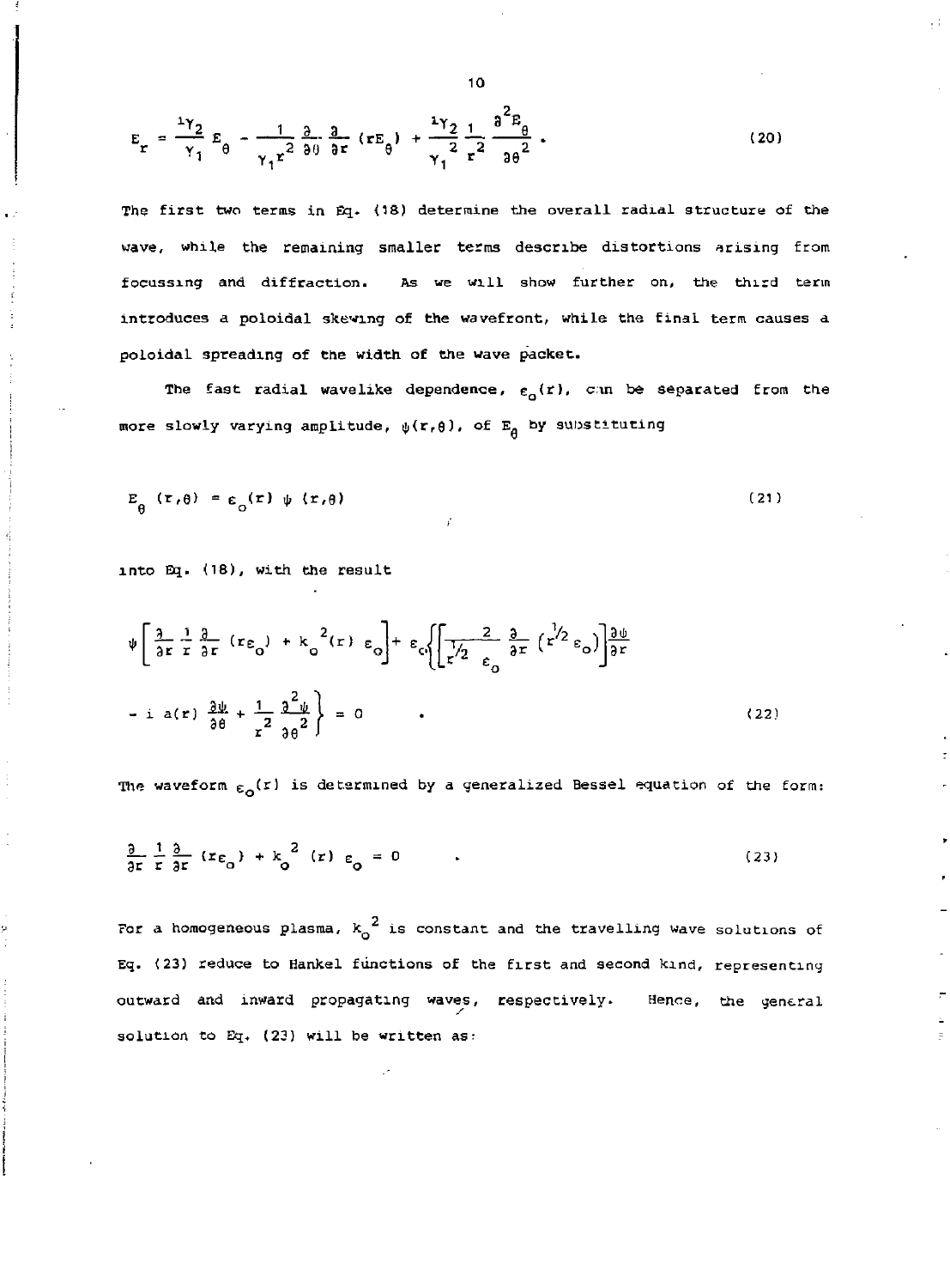$$E_r = \frac{i\gamma_2}{\gamma_1} E_\theta - \frac{1}{\gamma_1 r^2} \frac{\partial}{\partial \theta} \frac{\partial}{\partial r} (r E_\theta) + \frac{i\gamma_2}{\gamma_1^{\,2}} \frac{1}{r^2} \frac{\partial^2 E_\theta}{\partial \theta^2} \quad . \tag{20}$$

The first two terms in Eq. (18) determine the overall radial structure of the wave, while the remaining smaller terms describe distortions arising from focussing and diffraction. As we will show further on, the third term introduces a poloidal skewing of the wavefront, while the final term causes a poloidal spreading of the width of the wave packet.

The fast radial wavelike dependence, $\varepsilon_o(r)$, can be separated from the more slowly varying amplitude, $\psi(r,\theta)$, of $E_\theta$ by substituting

$$E_\theta\,(r,\theta) = \varepsilon_o(r)\;\psi\;(r,\theta) \tag{21}$$

into Eq. (18), with the result

$$\psi \left[ \frac{\partial}{\partial r} \frac{1}{r} \frac{\partial}{\partial r} (r\varepsilon_o) + k_o^{\,2}(r)\;\varepsilon_o \right] + \varepsilon_o \left\{ \left[ \frac{2}{r^{1/2}\;\varepsilon_o} \frac{\partial}{\partial r} \left( r^{1/2} \varepsilon_o \right) \right] \frac{\partial \psi}{\partial r} - i\;a(r)\;\frac{\partial \psi}{\partial \theta} + \frac{1}{r^2} \frac{\partial^2 \psi}{\partial \theta^2} \right\} = 0 \quad . \tag{22}$$

The waveform $\varepsilon_o(r)$ is determined by a generalized Bessel equation of the form:

$$\frac{\partial}{\partial r} \frac{1}{r} \frac{\partial}{\partial r} (r\varepsilon_o) + k_o^{\,2}\;(r)\;\varepsilon_o = 0 \quad . \tag{23}$$

For a homogeneous plasma, $k_o^{\,2}$ is constant and the travelling wave solutions of Eq. (23) reduce to Hankel functions of the first and second kind, representing outward and inward propagating waves, respectively. Hence, the general solution to Eq. (23) will be written as: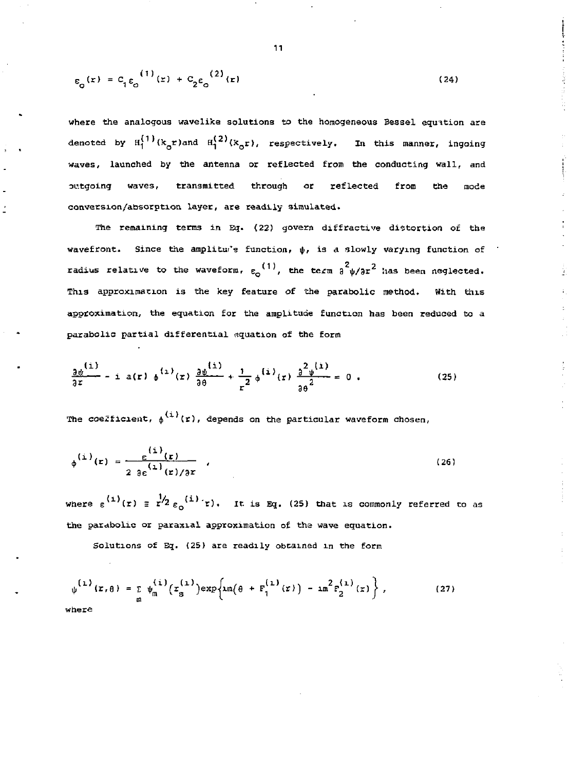$$
\varepsilon_o(r) = C_1 \varepsilon_o^{(1)}(r) + C_2 \varepsilon_o^{(2)}(r) \tag{24}
$$

where the analogous wavelike solutions to the homogeneous Bessel equation are denoted by $H_1^{(1)}(k_o r)$ and $H_1^{(2)}(k_o r)$, respectively. In this manner, ingoing waves, launched by the antenna or reflected from the conducting wall, and outgoing waves, transmitted through or reflected from the mode conversion/absorption layer, are readily simulated.

The remaining terms in Eq. (22) govern diffractive distortion of the wavefront. Since the amplitude function, $\psi$, is a slowly varying function of radius relative to the waveform, $\varepsilon_o^{(1)}$, the term $\partial^2\psi/\partial r^2$ has been neglected. This approximation is the key feature of the parabolic method. With this approximation, the equation for the amplitude function has been reduced to a parabolic partial differential equation of the form

$$
\frac{\partial \psi^{(i)}}{\partial r} - i\, a(r)\, \phi^{(i)}(r) \frac{\partial \psi^{(i)}}{\partial \theta} + \frac{1}{r^2} \phi^{(i)}(r) \frac{\partial^2 \psi^{(i)}}{\partial \theta^2} = 0 \; . \tag{25}
$$

The coefficient, $\phi^{(i)}(r)$, depends on the particular waveform chosen,

$$
\phi^{(i)}(r) = \frac{\varepsilon^{(i)}(r)}{2\, \partial \varepsilon^{(i)}(r)/\partial r} \; , \tag{26}
$$

where $\varepsilon^{(i)}(r) \equiv r^{1/2} \varepsilon_o^{(i)}(r)$. It is Eq. (25) that is commonly referred to as the parabolic or paraxial approximation of the wave equation.

Solutions of Eq. (25) are readily obtained in the form

$$
\psi^{(i)}(r,\theta) = \sum_m \psi_m^{(i)}(r_s^{(i)}) \exp\left\{ im\left(\theta + F_1^{(i)}(r)\right) - im^2 F_2^{(i)}(r) \right\} , \tag{27}
$$

where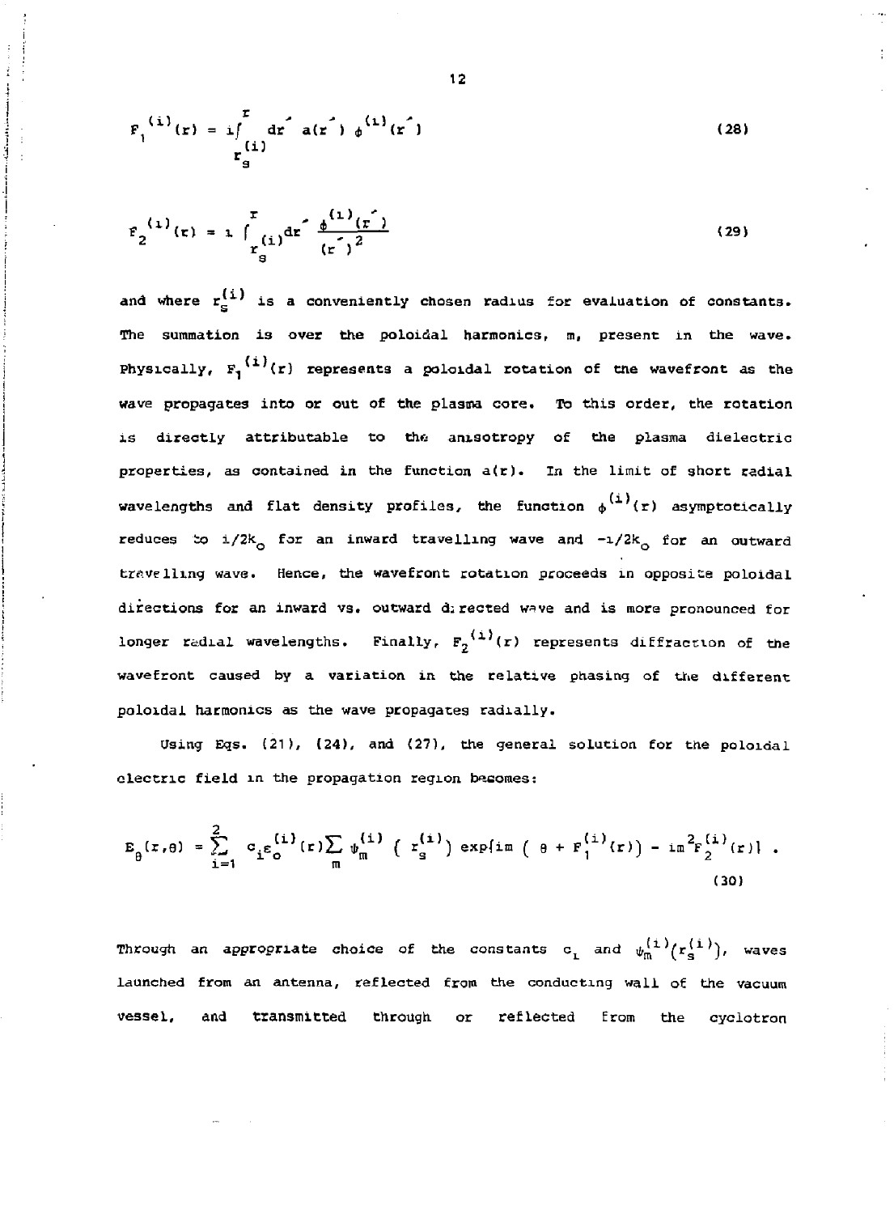$$F_1^{(i)}(r) = i\int_{r_s^{(i)}}^{r} dr' \; a(r') \; \phi^{(i)}(r') \tag{28}$$

$$F_2^{(i)}(r) = i \int_{r_s^{(i)}}^{r} dr' \; \frac{\phi^{(i)}(r')}{(r')^2} \tag{29}$$

and where $r_s^{(i)}$ is a conveniently chosen radius for evaluation of constants. The summation is over the poloidal harmonics, m, present in the wave. Physically, $F_1^{(i)}(r)$ represents a poloidal rotation of the wavefront as the wave propagates into or out of the plasma core. To this order, the rotation is directly attributable to the anisotropy of the plasma dielectric properties, as contained in the function $a(r)$. In the limit of short radial wavelengths and flat density profiles, the function $\phi^{(i)}(r)$ asymptotically reduces to $i/2k_o$ for an inward travelling wave and $-i/2k_o$ for an outward travelling wave. Hence, the wavefront rotation proceeds in opposite poloidal directions for an inward vs. outward directed wave and is more pronounced for longer radial wavelengths. Finally, $F_2^{(i)}(r)$ represents diffraction of the wavefront caused by a variation in the relative phasing of the different poloidal harmonics as the wave propagates radially.

Using Eqs. (21), (24), and (27), the general solution for the poloidal electric field in the propagation region becomes:

$$E_\theta(r,\theta) = \sum_{i=1}^{2} c_i \varepsilon_o^{(i)}(r) \sum_m \psi_m^{(i)}\left(r_s^{(i)}\right) \exp\{im\left(\theta + F_1^{(i)}(r)\right) - im^2 F_2^{(i)}(r)\} \; . \tag{30}$$

Through an appropriate choice of the constants $c_i$ and $\psi_m^{(i)}(r_s^{(i)})$, waves launched from an antenna, reflected from the conducting wall of the vacuum vessel, and transmitted through or reflected from the cyclotron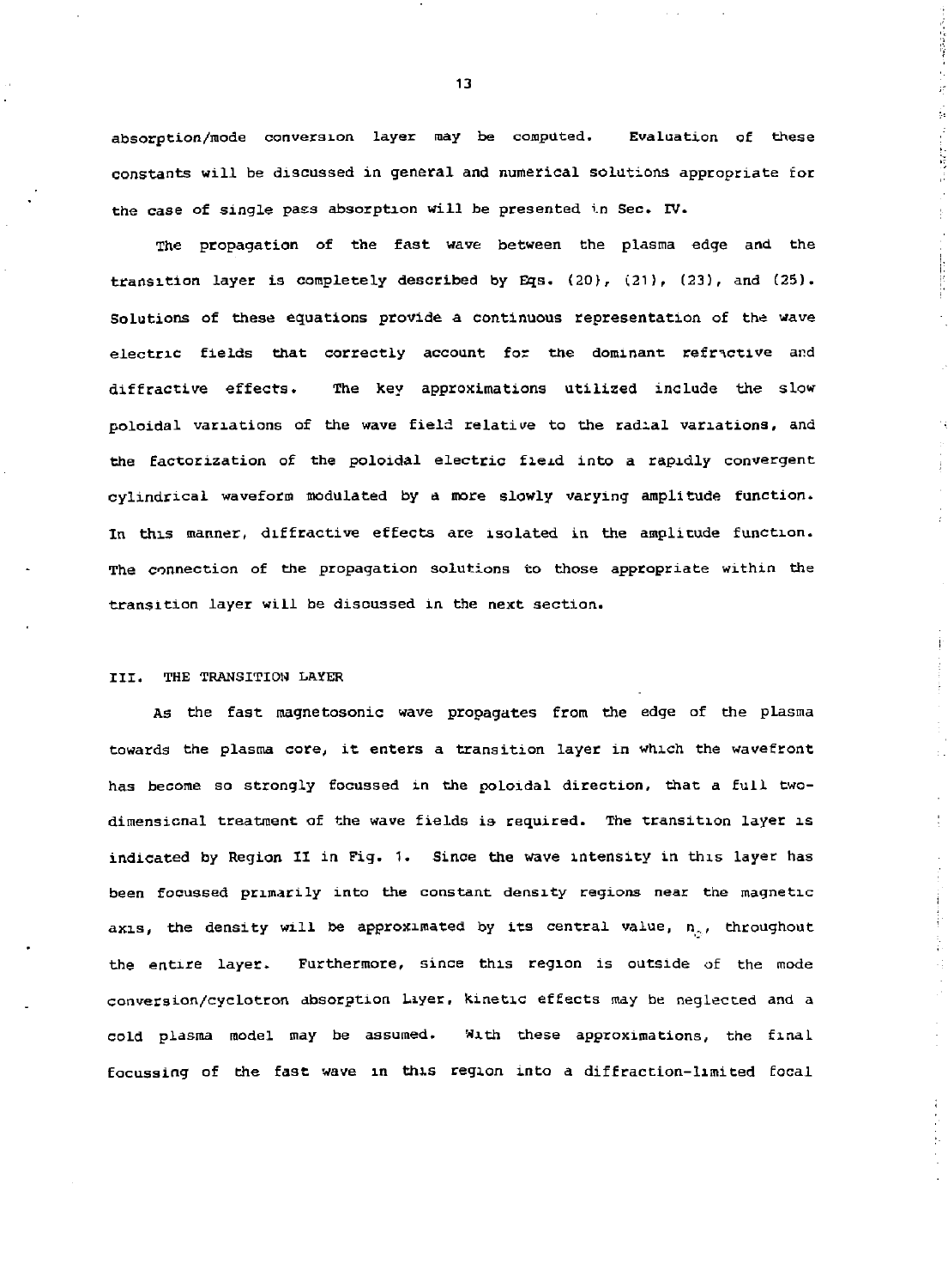absorption/mode conversion layer may be computed. Evaluation of these constants will be discussed in general and numerical solutions appropriate for the case of single pass absorption will be presented in Sec. IV.

The propagation of the fast wave between the plasma edge and the transition layer is completely described by Eqs. (20), (21), (23), and (25). Solutions of these equations provide a continuous representation of the wave electric fields that correctly account for the dominant refractive and diffractive effects. The key approximations utilized include the slow poloidal variations of the wave field relative to the radial variations, and the factorization of the poloidal electric field into a rapidly convergent cylindrical waveform modulated by a more slowly varying amplitude function. In this manner, diffractive effects are isolated in the amplitude function. The connection of the propagation solutions to those appropriate within the transition layer will be discussed in the next section.

## III. THE TRANSITION LAYER

As the fast magnetosonic wave propagates from the edge of the plasma towards the plasma core, it enters a transition layer in which the wavefront has become so strongly focussed in the poloidal direction, that a full two-dimensional treatment of the wave fields is required. The transition layer is indicated by Region II in Fig. 1. Since the wave intensity in this layer has been focussed primarily into the constant density regions near the magnetic axis, the density will be approximated by its central value, $n_o$, throughout the entire layer. Furthermore, since this region is outside of the mode conversion/cyclotron absorption layer, kinetic effects may be neglected and a cold plasma model may be assumed. With these approximations, the final focussing of the fast wave in this region into a diffraction-limited focal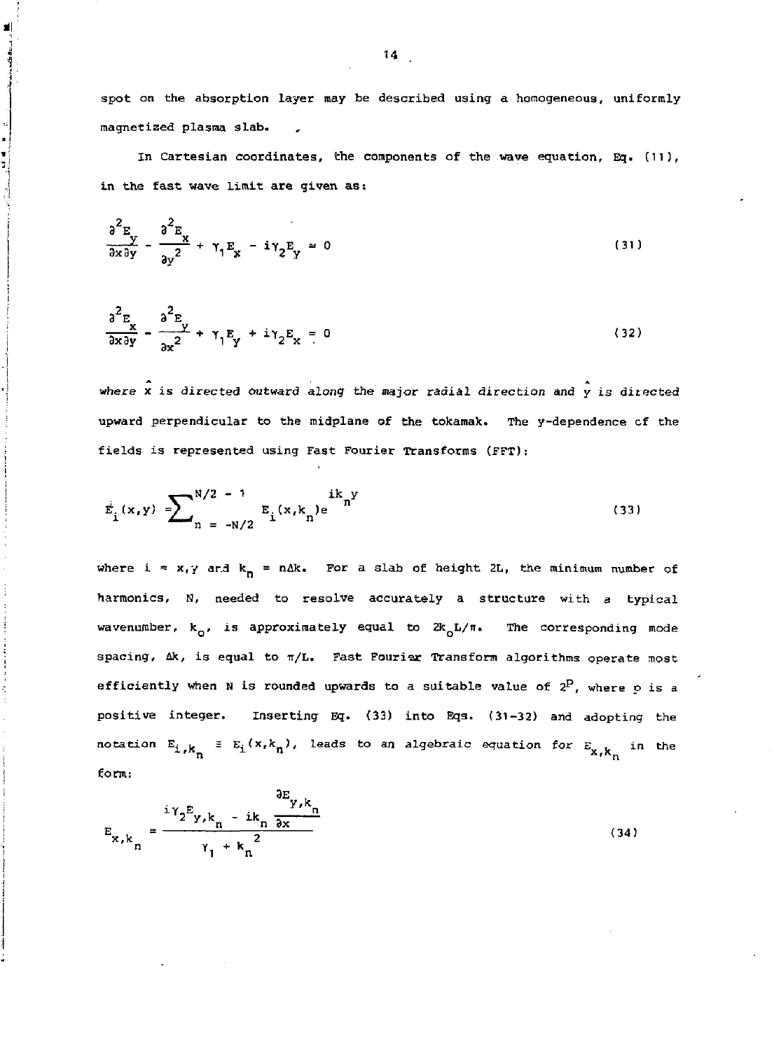spot on the absorption layer may be described using a homogeneous, uniformly magnetized plasma slab.

In Cartesian coordinates, the components of the wave equation, Eq. (11), in the fast wave limit are given as:

$$\frac{\partial^2 E_y}{\partial x \partial y} - \frac{\partial^2 E_x}{\partial y^2} + \gamma_1 E_x - i\gamma_2 E_y = 0 \tag{31}$$

$$\frac{\partial^2 E_x}{\partial x \partial y} - \frac{\partial^2 E_y}{\partial x^2} + \gamma_1 E_y + i\gamma_2 E_x = 0 \tag{32}$$

where $\hat{x}$ is directed outward along the major radial direction and $\hat{y}$ is directed upward perpendicular to the midplane of the tokamak. The y-dependence of the fields is represented using Fast Fourier Transforms (FFT):

$$E_i(x,y) = \sum_{n=-N/2}^{N/2-1} E_i(x,k_n) e^{ik_n y} \tag{33}$$

where $i = x,y$ and $k_n = n\Delta k$. For a slab of height $2L$, the minimum number of harmonics, $N$, needed to resolve accurately a structure with a typical wavenumber, $k_o$, is approximately equal to $2k_o L/\pi$. The corresponding mode spacing, $\Delta k$, is equal to $\pi/L$. Fast Fourier Transform algorithms operate most efficiently when $N$ is rounded upwards to a suitable value of $2^p$, where $p$ is a positive integer. Inserting Eq. (33) into Eqs. (31-32) and adopting the notation $E_{i,k_n} \equiv E_i(x,k_n)$, leads to an algebraic equation for $E_{x,k_n}$ in the form:

$$E_{x,k_n} = \frac{i\gamma_2 E_{y,k_n} - ik_n \dfrac{\partial E_{y,k_n}}{\partial x}}{\gamma_1 + k_n^2} \tag{34}$$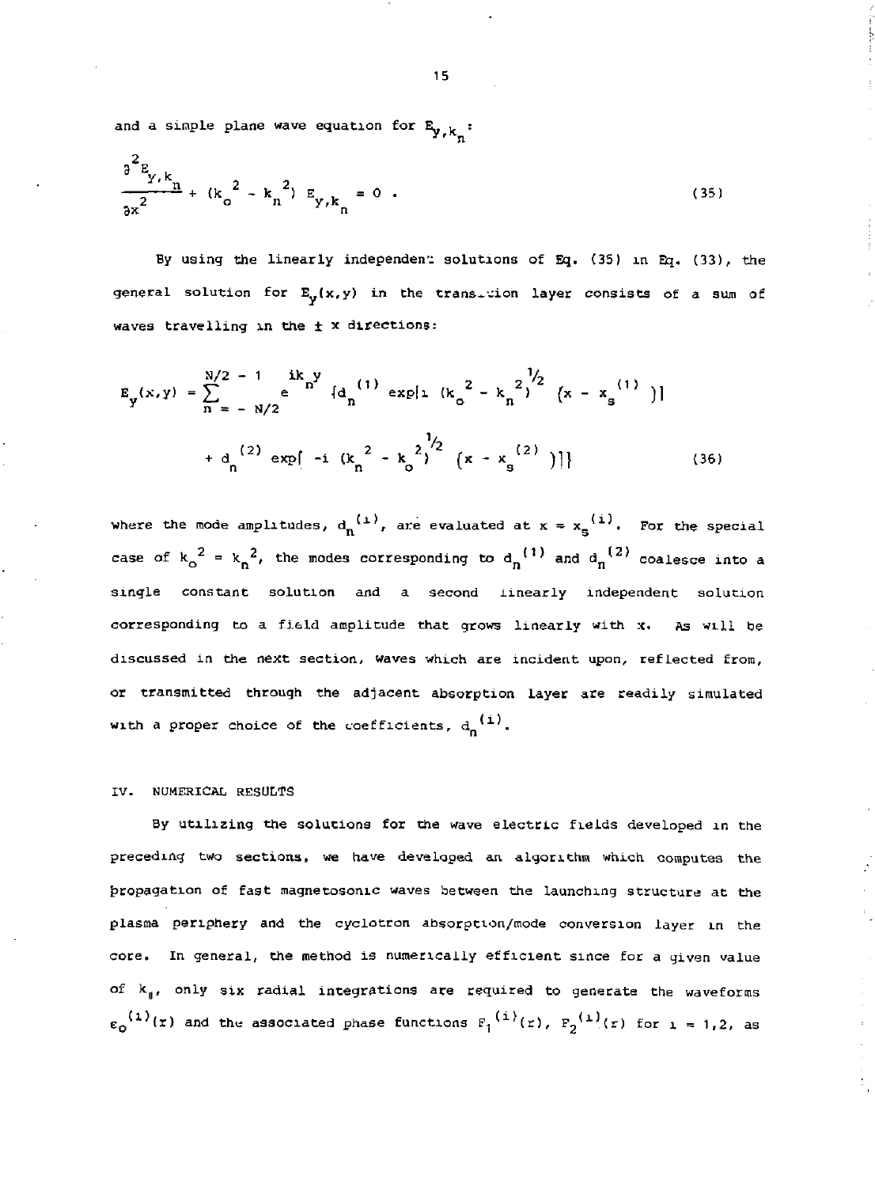and a simple plane wave equation for $E_{y,k_n}$:

$$\frac{\partial^2 E_{y,k_n}}{\partial x^2} + (k_o^{\,2} - k_n^{\,2})\, E_{y,k_n} = 0 \; . \tag{35}$$

By using the linearly independent solutions of Eq. (35) in Eq. (33), the general solution for $E_y(x,y)$ in the transition layer consists of a sum of waves travelling in the $\pm$ x directions:

$$E_y(x,y) = \sum_{n=-N/2}^{N/2-1} e^{ik_n y} \{ d_n^{(1)} \exp[i\, (k_o^{\,2} - k_n^{\,2})^{1/2}\, (x - x_s^{(1)})] + d_n^{(2)} \exp[-i\, (k_n^{\,2} - k_o^{\,2})^{1/2}\, (x - x_s^{(2)})] \} \tag{36}$$

where the mode amplitudes, $d_n^{(i)}$, are evaluated at $x = x_s^{(i)}$. For the special case of $k_o^{\,2} = k_n^{\,2}$, the modes corresponding to $d_n^{(1)}$ and $d_n^{(2)}$ coalesce into a single constant solution and a second linearly independent solution corresponding to a field amplitude that grows linearly with x. As will be discussed in the next section, waves which are incident upon, reflected from, or transmitted through the adjacent absorption layer are readily simulated with a proper choice of the coefficients, $d_n^{(i)}$.

## IV. NUMERICAL RESULTS

By utilizing the solutions for the wave electric fields developed in the preceding two sections, we have developed an algorithm which computes the propagation of fast magnetosonic waves between the launching structure at the plasma periphery and the cyclotron absorption/mode conversion layer in the core. In general, the method is numerically efficient since for a given value of $k_{\parallel}$, only six radial integrations are required to generate the waveforms $\varepsilon_o^{(i)}(r)$ and the associated phase functions $F_1^{(i)}(r)$, $F_2^{(i)}(r)$ for $i = 1,2$, as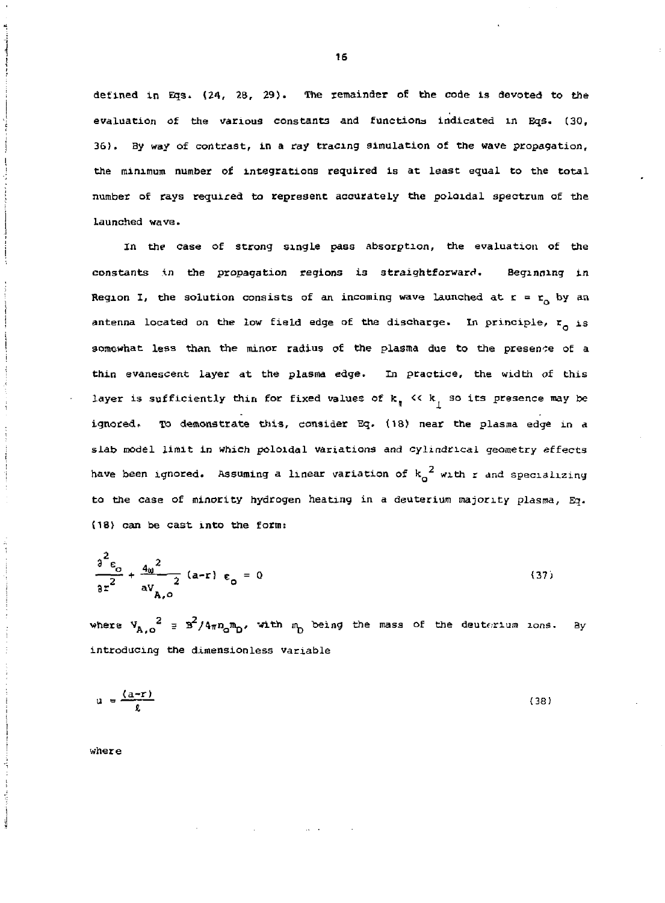defined in Eqs. (24, 28, 29). The remainder of the code is devoted to the evaluation of the various constants and functions indicated in Eqs. (30, 36). By way of contrast, in a ray tracing simulation of the wave propagation, the minimum number of integrations required is at least equal to the total number of rays required to represent accurately the poloidal spectrum of the launched wave.

In the case of strong single pass absorption, the evaluation of the constants in the propagation regions is straightforward. Beginning in Region I, the solution consists of an incoming wave launched at $r = r_o$ by an antenna located on the low field edge of the discharge. In principle, $r_o$ is somewhat less than the minor radius of the plasma due to the presence of a thin evanescent layer at the plasma edge. In practice, the width of this layer is sufficiently thin for fixed values of $k_\parallel << k_\perp$ so its presence may be ignored. To demonstrate this, consider Eq. (18) near the plasma edge in a slab model limit in which poloidal variations and cylindrical geometry effects have been ignored. Assuming a linear variation of $k_o^2$ with $r$ and specializing to the case of minority hydrogen heating in a deuterium majority plasma, Eq. (18) can be cast into the form:

$$\frac{\partial^2 \varepsilon_o}{\partial r^2} + \frac{4\omega^2}{aV_{A,o}^{\;\;2}} (a-r) \; \varepsilon_o = 0 \tag{37}$$

where $V_{A,o}^{\;2} \equiv B^2/4\pi n_o m_D$, with $m_D$ being the mass of the deuterium ions. By introducing the dimensionless variable

$$u = \frac{(a-r)}{\ell} \tag{38}$$

where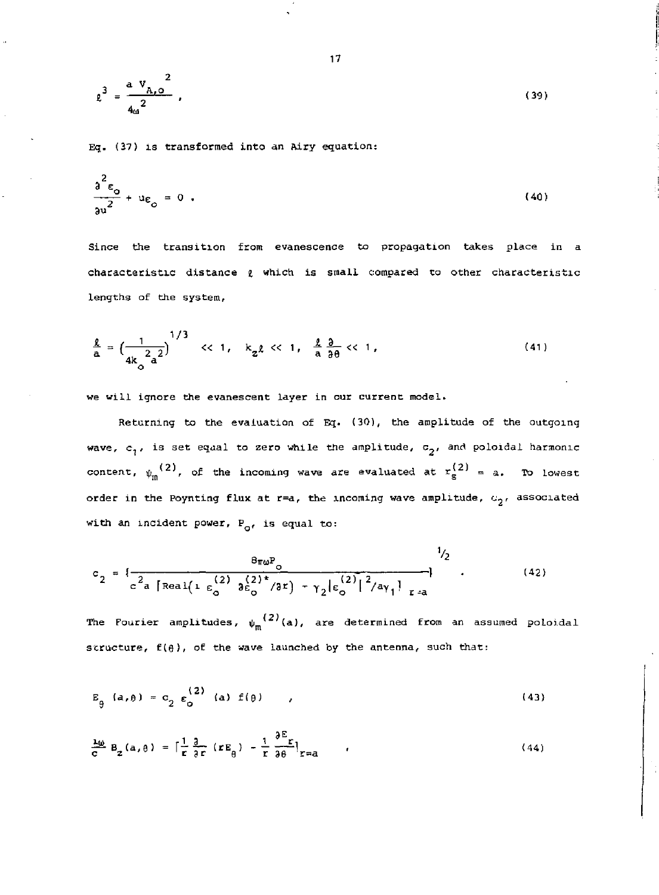$$\ell^3 = \frac{a\, V_{A,o}^{\;2}}{4\omega^2} , \tag{39}$$

Eq. (37) is transformed into an Airy equation:

$$\frac{\partial^2 \varepsilon_o}{\partial u^2} + u\varepsilon_o = 0 . \tag{40}$$

Since the transition from evanescence to propagation takes place in a characteristic distance $\ell$ which is small compared to other characteristic lengths of the system,

$$\frac{\ell}{a} = \left(\frac{1}{4k_o^{\,2}a^2}\right)^{1/3} \ll 1, \quad k_z\ell \ll 1, \quad \frac{\ell}{a}\frac{\partial}{\partial\theta} \ll 1 , \tag{41}$$

we will ignore the evanescent layer in our current model.

Returning to the evaluation of Eq. (30), the amplitude of the outgoing wave, $c_1$, is set equal to zero while the amplitude, $c_2$, and poloidal harmonic content, $\psi_m^{(2)}$, of the incoming wave are evaluated at $r_s^{(2)} = a$. To lowest order in the Poynting flux at r=a, the incoming wave amplitude, $c_2$, associated with an incident power, $P_o$, is equal to:

$$c_2 = \left\{ \frac{8\pi\omega P_o}{c^2 a \left[ \mathrm{Real}\left( i\, \varepsilon_o^{(2)}\, \partial\varepsilon_o^{(2)*}/\partial r \right) - \gamma_2 \left|\varepsilon_o^{(2)}\right|^2 / a\gamma_1 \right]_{r=a}} \right\}^{1/2} . \tag{42}$$

The Fourier amplitudes, $\psi_m^{(2)}(a)$, are determined from an assumed poloidal structure, $f(\theta)$, of the wave launched by the antenna, such that:

$$E_\theta\,(a,\theta) = c_2\, \varepsilon_o^{(2)}\,(a)\, f(\theta) \quad , \tag{43}$$

$$\frac{i\omega}{c} B_z(a,\theta) = \left[ \frac{1}{r}\frac{\partial}{\partial r}\,(rE_\theta) - \frac{1}{r}\frac{\partial E_r}{\partial\theta} \right]_{r=a} \quad , \tag{44}$$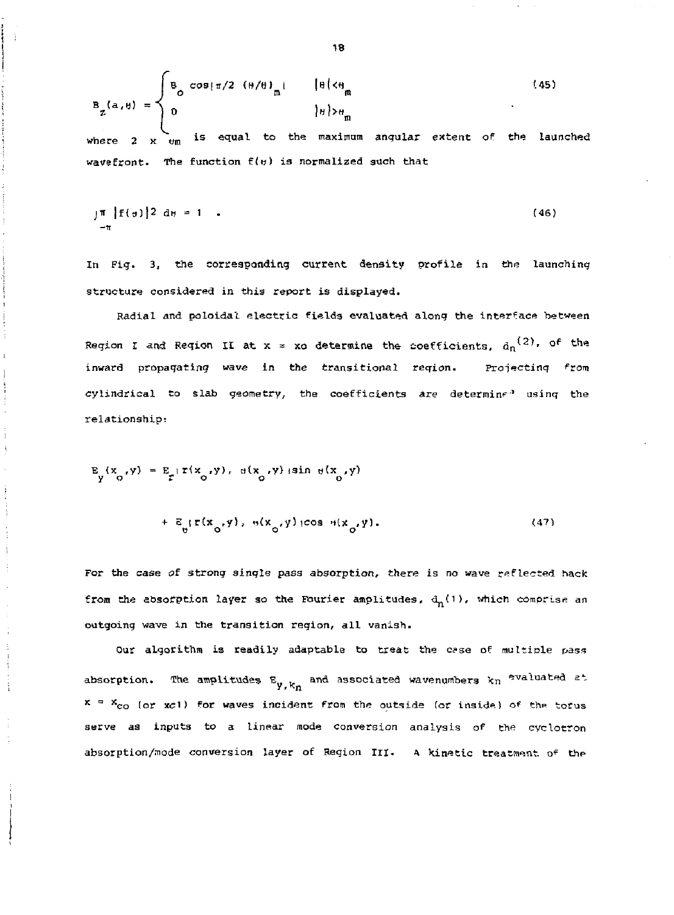$$
B_z(a,\theta) = \begin{cases} B_o \cos[\pi/2\ (\theta/\theta)_m] & |\theta|<\theta_m \\ 0 & |\theta|>\theta_m \end{cases} \tag{45}
$$

where $2 \times \theta_m$ is equal to the maximum angular extent of the launched wavefront. The function $f(\theta)$ is normalized such that

$$
\int_{-\pi}^{\pi} |f(\theta)|^2 \, d\theta = 1 \quad . \tag{46}
$$

In Fig. 3, the corresponding current density profile in the launching structure considered in this report is displayed.

Radial and poloidal electric fields evaluated along the interface between Region I and Region II at x = xo determine the coefficients, $d_n^{(2)}$, of the inward propagating wave in the transitional region. Projecting from cylindrical to slab geometry, the coefficients are determined using the relationship:

$$
\begin{aligned}
E_y(x_o,y) = {} & E_r[r(x_o,y),\ \theta(x_o,y)]\sin\theta(x_o,y) \\
& + E_\theta[r(x_o,y),\ \theta(x_o,y)]\cos\theta(x_o,y).
\end{aligned} \tag{47}
$$

For the case of strong single pass absorption, there is no wave reflected back from the absorption layer so the Fourier amplitudes, $d_n(1)$, which comprise an outgoing wave in the transition region, all vanish.

Our algorithm is readily adaptable to treat the case of multiple pass absorption. The amplitudes $E_{y,k_n}$ and associated wavenumbers $k_n$ evaluated at $x = x_{co}$ (or xc1) for waves incident from the outside (or inside) of the torus serve as inputs to a linear mode conversion analysis of the cyclotron absorption/mode conversion layer of Region III. A kinetic treatment of the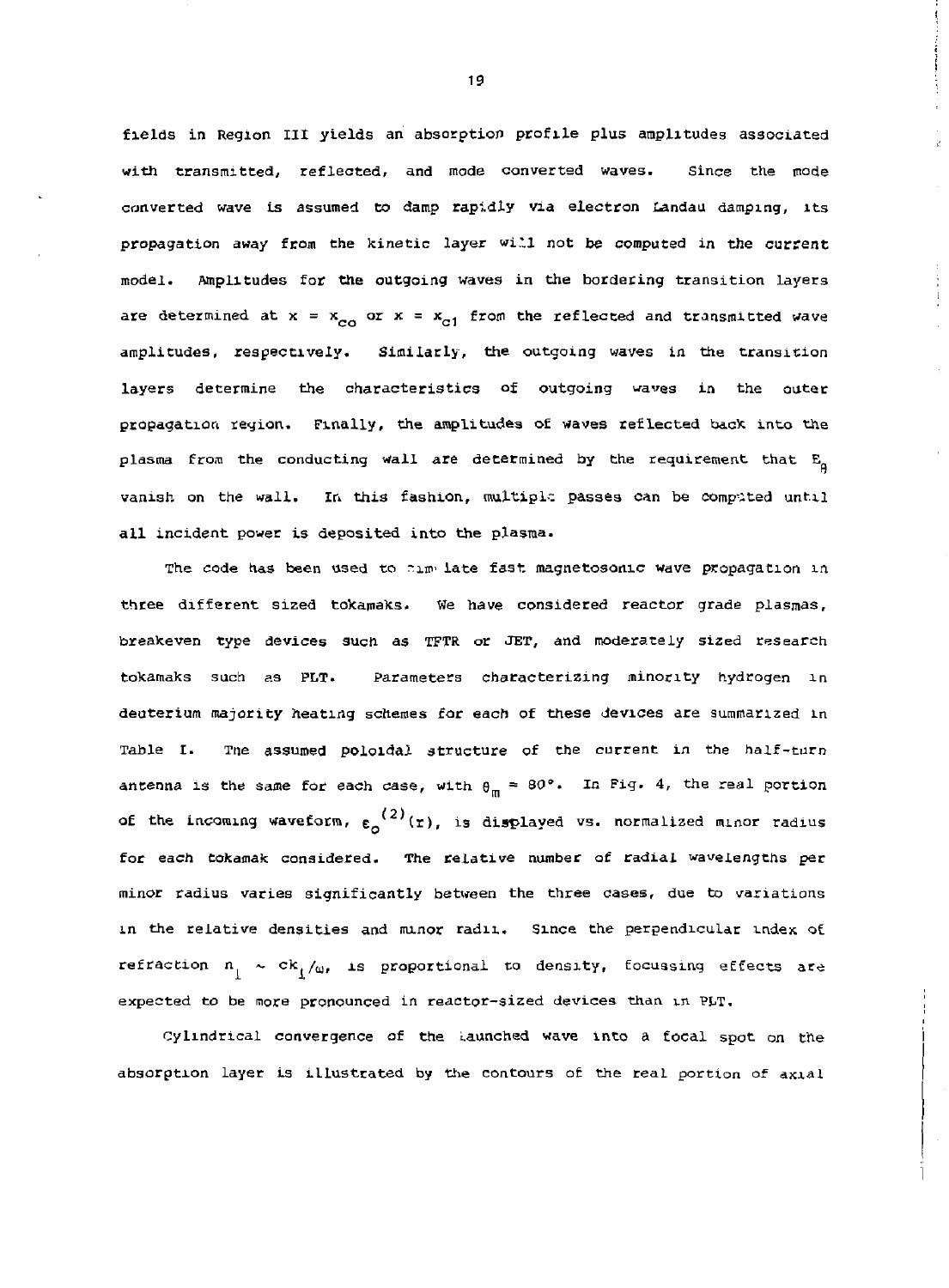fields in Region III yields an absorption profile plus amplitudes associated with transmitted, reflected, and mode converted waves. Since the mode converted wave is assumed to damp rapidly via electron Landau damping, its propagation away from the kinetic layer will not be computed in the current model. Amplitudes for the outgoing waves in the bordering transition layers are determined at $x = x_{co}$ or $x = x_{c1}$ from the reflected and transmitted wave amplitudes, respectively. Similarly, the outgoing waves in the transition layers determine the characteristics of outgoing waves in the outer propagation region. Finally, the amplitudes of waves reflected back into the plasma from the conducting wall are determined by the requirement that $E_\theta$ vanish on the wall. In this fashion, multiple passes can be computed until all incident power is deposited into the plasma.

The code has been used to simulate fast magnetosonic wave propagation in three different sized tokamaks. We have considered reactor grade plasmas, breakeven type devices such as TFTR or JET, and moderately sized research tokamaks such as PLT. Parameters characterizing minority hydrogen in deuterium majority heating schemes for each of these devices are summarized in Table I. The assumed poloidal structure of the current in the half-turn antenna is the same for each case, with $\theta_m = 80°$. In Fig. 4, the real portion of the incoming waveform, $\varepsilon_o^{(2)}(r)$, is displayed vs. normalized minor radius for each tokamak considered. The relative number of radial wavelengths per minor radius varies significantly between the three cases, due to variations in the relative densities and minor radii. Since the perpendicular index of refraction $n_\perp \sim ck_\perp/\omega$, is proportional to density, focussing effects are expected to be more pronounced in reactor-sized devices than in PLT.

Cylindrical convergence of the launched wave into a focal spot on the absorption layer is illustrated by the contours of the real portion of axial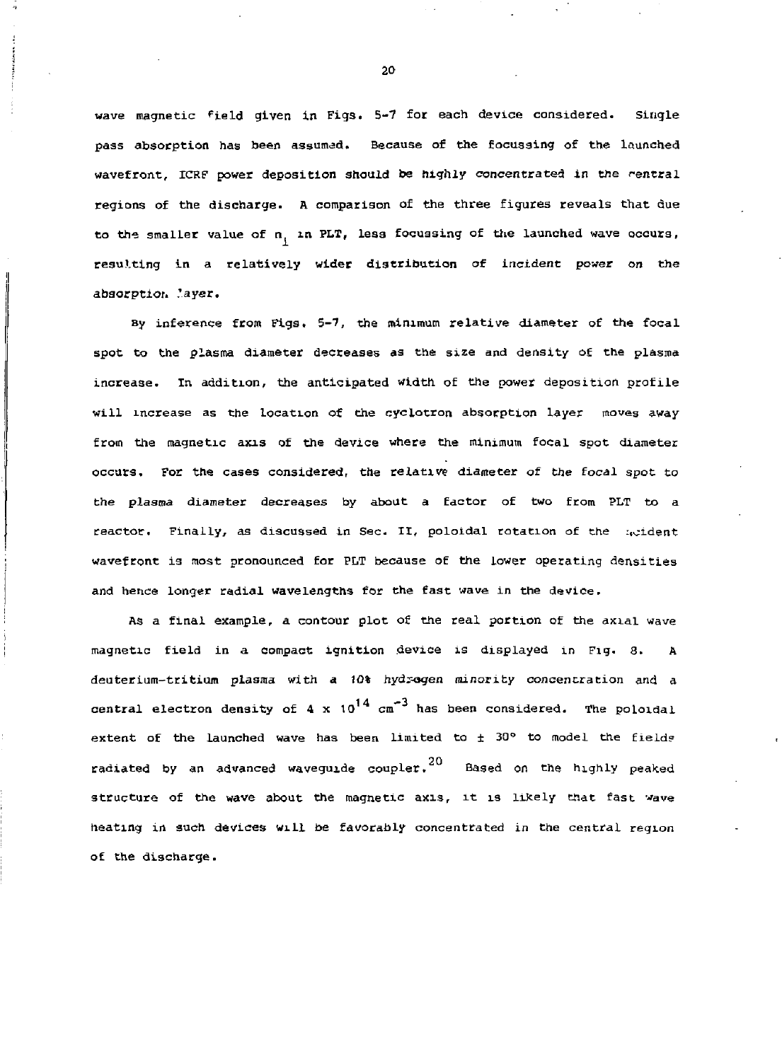wave magnetic field given in Figs. 5-7 for each device considered. Single pass absorption has been assumed. Because of the focussing of the launched wavefront, ICRF power deposition should be highly concentrated in the central regions of the discharge. A comparison of the three figures reveals that due to the smaller value of $n_{\perp}$ in PLT, less focussing of the launched wave occurs, resulting in a relatively wider distribution of incident power on the absorption layer.

By inference from Figs. 5-7, the minimum relative diameter of the focal spot to the plasma diameter decreases as the size and density of the plasma increase. In addition, the anticipated width of the power deposition profile will increase as the location of the cyclotron absorption layer moves away from the magnetic axis of the device where the minimum focal spot diameter occurs. For the cases considered, the relative diameter of the focal spot to the plasma diameter decreases by about a factor of two from PLT to a reactor. Finally, as discussed in Sec. II, poloidal rotation of the incident wavefront is most pronounced for PLT because of the lower operating densities and hence longer radial wavelengths for the fast wave in the device.

As a final example, a contour plot of the real portion of the axial wave magnetic field in a compact ignition device is displayed in Fig. 8. A deuterium-tritium plasma with a 10% hydrogen minority concentration and a central electron density of $4 \times 10^{14}$ cm$^{-3}$ has been considered. The poloidal extent of the launched wave has been limited to $\pm$ 30° to model the fields radiated by an advanced waveguide coupler.[20] Based on the highly peaked structure of the wave about the magnetic axis, it is likely that fast wave heating in such devices will be favorably concentrated in the central region of the discharge.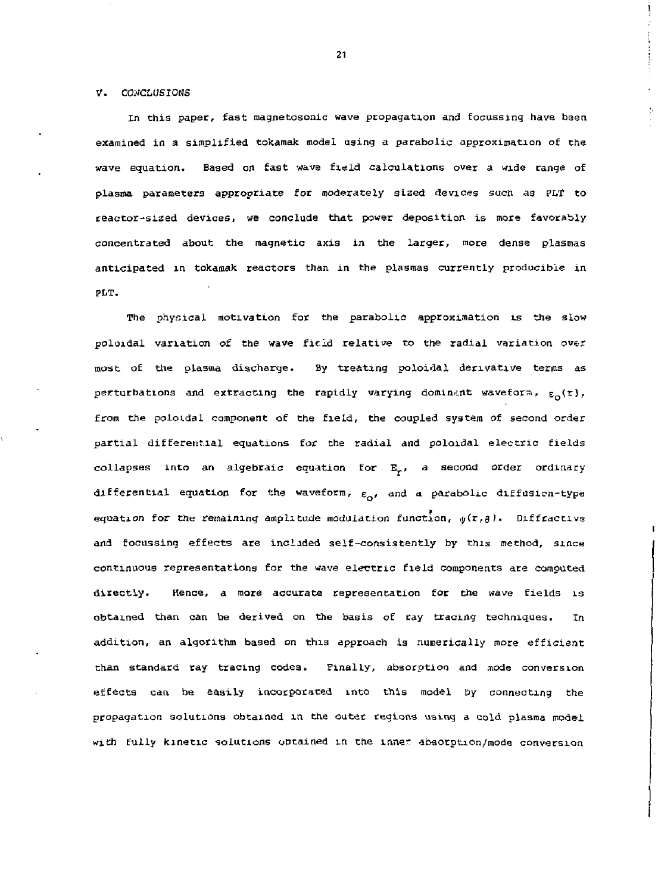## V. CONCLUSIONS

In this paper, fast magnetosonic wave propagation and focussing have been examined in a simplified tokamak model using a parabolic approximation of the wave equation. Based on fast wave field calculations over a wide range of plasma parameters appropriate for moderately sized devices such as PLT to reactor-sized devices, we conclude that power deposition is more favorably concentrated about the magnetic axis in the larger, more dense plasmas anticipated in tokamak reactors than in the plasmas currently producible in PLT.

The physical motivation for the parabolic approximation is the slow poloidal variation of the wave field relative to the radial variation over most of the plasma discharge. By treating poloidal derivative terms as perturbations and extracting the rapidly varying dominant waveform, $\varepsilon_o(r)$, from the poloidal component of the field, the coupled system of second order partial differential equations for the radial and poloidal electric fields collapses into an algebraic equation for $E_r$, a second order ordinary differential equation for the waveform, $\varepsilon_o$, and a parabolic diffusion-type equation for the remaining amplitude modulation function, $\psi(r,\theta)$. Diffractive and focussing effects are included self-consistently by this method, since continuous representations for the wave electric field components are computed directly. Hence, a more accurate representation for the wave fields is obtained than can be derived on the basis of ray tracing techniques. In addition, an algorithm based on this approach is numerically more efficient than standard ray tracing codes. Finally, absorption and mode conversion effects can be easily incorporated into this model by connecting the propagation solutions obtained in the outer regions using a cold plasma model with fully kinetic solutions obtained in the inner absorption/mode conversion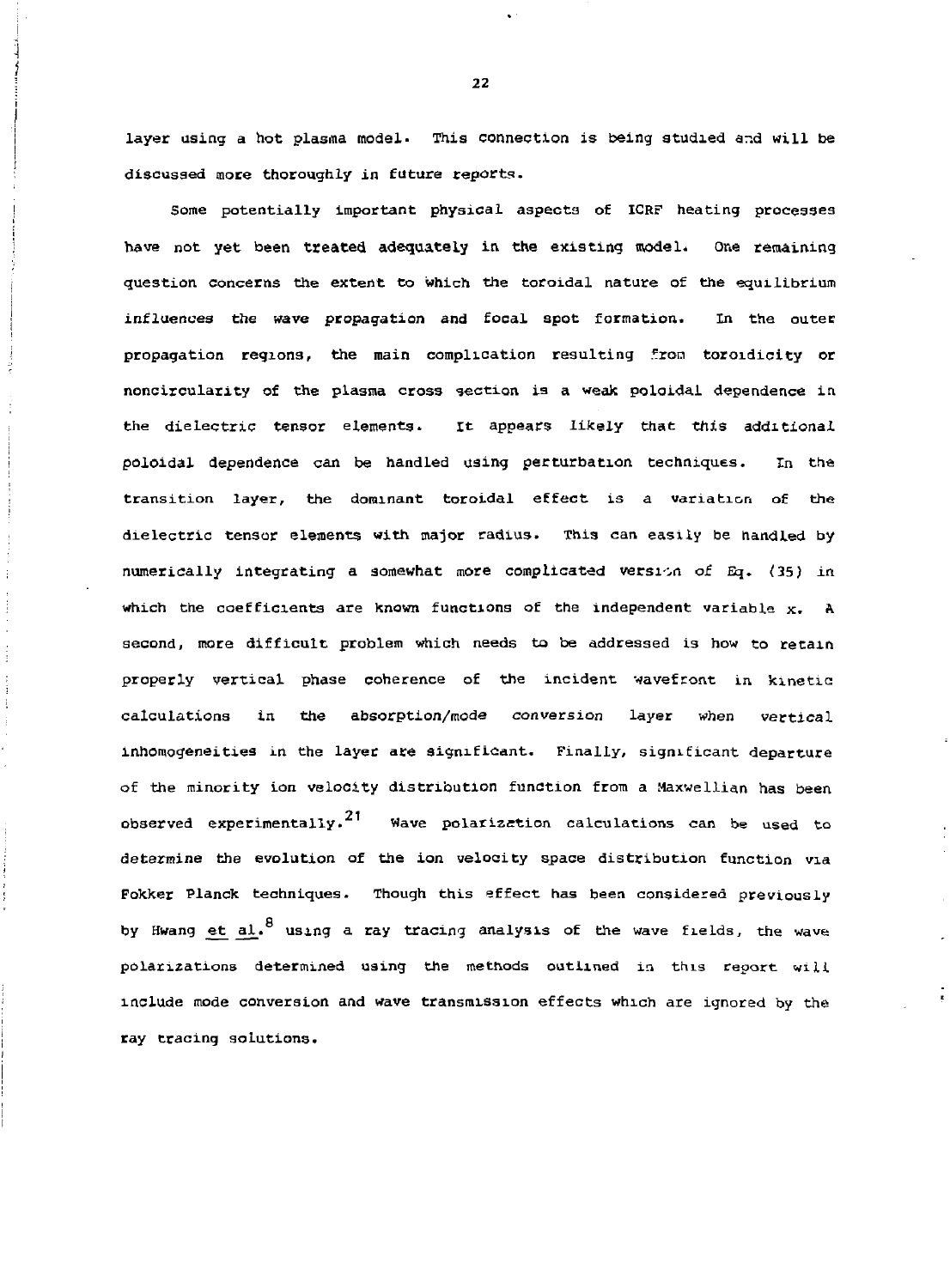layer using a hot plasma model. This connection is being studied and will be discussed more thoroughly in future reports.

Some potentially important physical aspects of ICRF heating processes have not yet been treated adequately in the existing model. One remaining question concerns the extent to which the toroidal nature of the equilibrium influences the wave propagation and focal spot formation. In the outer propagation regions, the main complication resulting from toroidicity or noncircularity of the plasma cross section is a weak poloidal dependence in the dielectric tensor elements. It appears likely that this additional poloidal dependence can be handled using perturbation techniques. In the transition layer, the dominant toroidal effect is a variation of the dielectric tensor elements with major radius. This can easily be handled by numerically integrating a somewhat more complicated version of Eq. (35) in which the coefficients are known functions of the independent variable x. A second, more difficult problem which needs to be addressed is how to retain properly vertical phase coherence of the incident wavefront in kinetic calculations in the absorption/mode conversion layer when vertical inhomogeneities in the layer are significant. Finally, significant departure of the minority ion velocity distribution function from a Maxwellian has been observed experimentally.[21] Wave polarization calculations can be used to determine the evolution of the ion velocity space distribution function via Fokker Planck techniques. Though this effect has been considered previously by Hwang et al.[8] using a ray tracing analysis of the wave fields, the wave polarizations determined using the methods outlined in this report will include mode conversion and wave transmission effects which are ignored by the ray tracing solutions.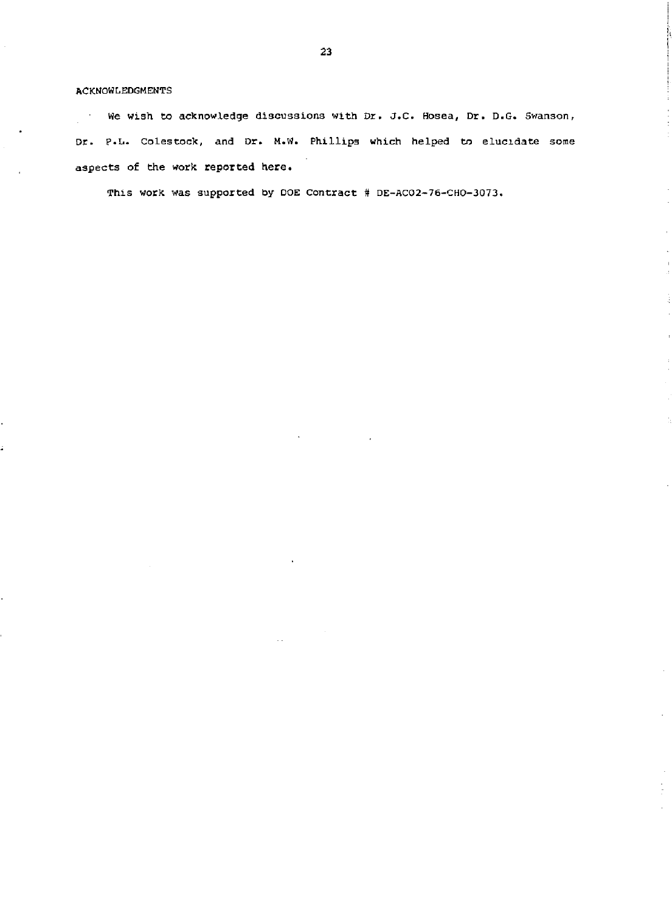## ACKNOWLEDGMENTS

We wish to acknowledge discussions with Dr. J.C. Hosea, Dr. D.G. Swanson, Dr. P.L. Colestock, and Dr. M.W. Phillips which helped to elucidate some aspects of the work reported here.

This work was supported by DOE Contract # DE-AC02-76-CHO-3073.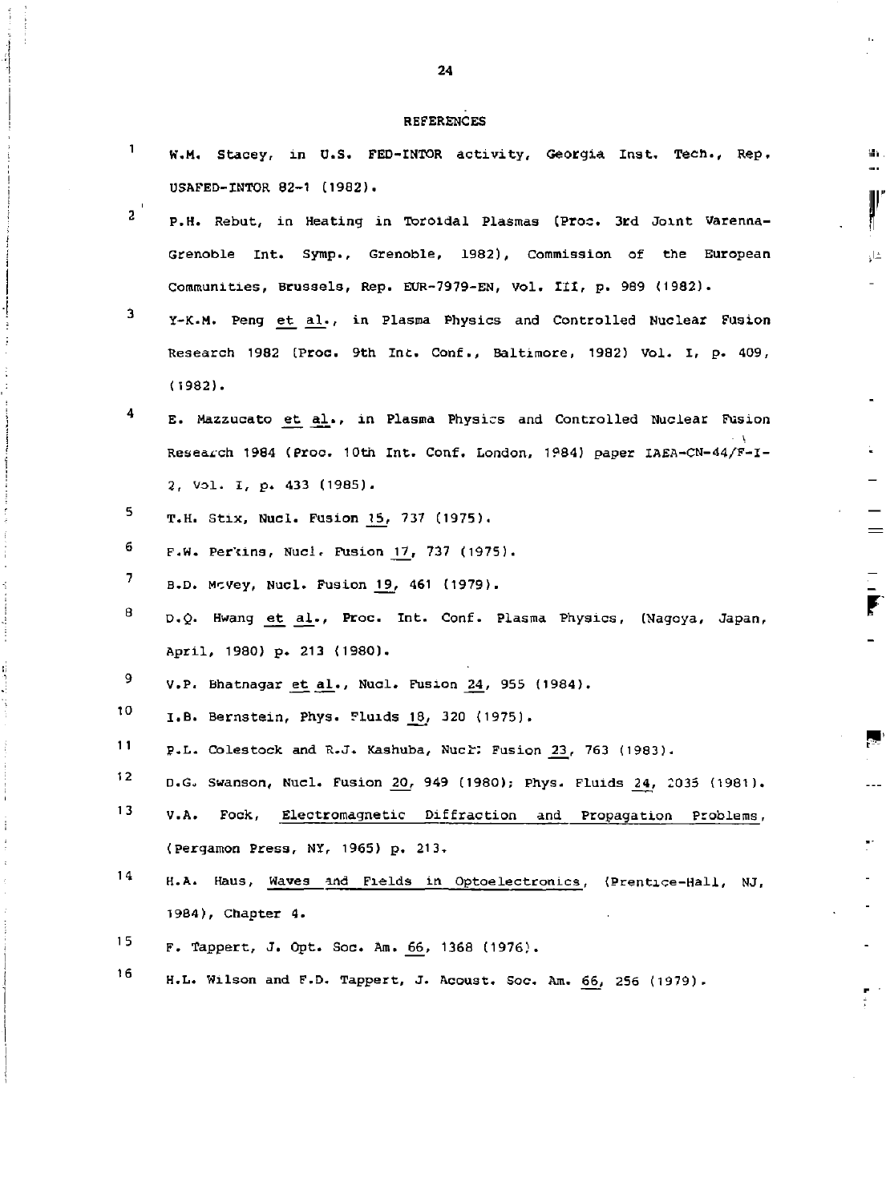## REFERENCES

1. W.M. Stacey, in U.S. FED-INTOR activity, Georgia Inst. Tech., Rep. USAFED-INTOR 82-1 (1982).
2. P.H. Rebut, in Heating in Toroidal Plasmas (Proc. 3rd Joint Varenna-Grenoble Int. Symp., Grenoble, 1982), Commission of the European Communities, Brussels, Rep. EUR-7979-EN, Vol. III, p. 989 (1982).
3. Y-K.M. Peng et al., in Plasma Physics and Controlled Nuclear Fusion Research 1982 (Proc. 9th Int. Conf., Baltimore, 1982) Vol. I, p. 409, (1982).
4. E. Mazzucato et al., in Plasma Physics and Controlled Nuclear Fusion Research 1984 (Proc. 10th Int. Conf. London, 1984) paper IAEA-CN-44/F-I-2, Vol. I, p. 433 (1985).
5. T.H. Stix, Nucl. Fusion 15, 737 (1975).
6. F.W. Perkins, Nucl. Fusion 17, 737 (1975).
7. B.D. McVey, Nucl. Fusion 19, 461 (1979).
8. D.Q. Hwang et al., Proc. Int. Conf. Plasma Physics, (Nagoya, Japan, April, 1980) p. 213 (1980).
9. V.P. Bhatnagar et al., Nucl. Fusion 24, 955 (1984).
10. I.B. Bernstein, Phys. Fluids 18, 320 (1975).
11. P.L. Colestock and R.J. Kashuba, Nucl. Fusion 23, 763 (1983).
12. D.G. Swanson, Nucl. Fusion 20, 949 (1980); Phys. Fluids 24, 2035 (1981).
13. V.A. Fock, Electromagnetic Diffraction and Propagation Problems, (Pergamon Press, NY, 1965) p. 213.
14. H.A. Haus, Waves and Fields in Optoelectronics, (Prentice-Hall, NJ, 1984), Chapter 4.
15. F. Tappert, J. Opt. Soc. Am. 66, 1368 (1976).
16. H.L. Wilson and F.D. Tappert, J. Acoust. Soc. Am. 66, 256 (1979).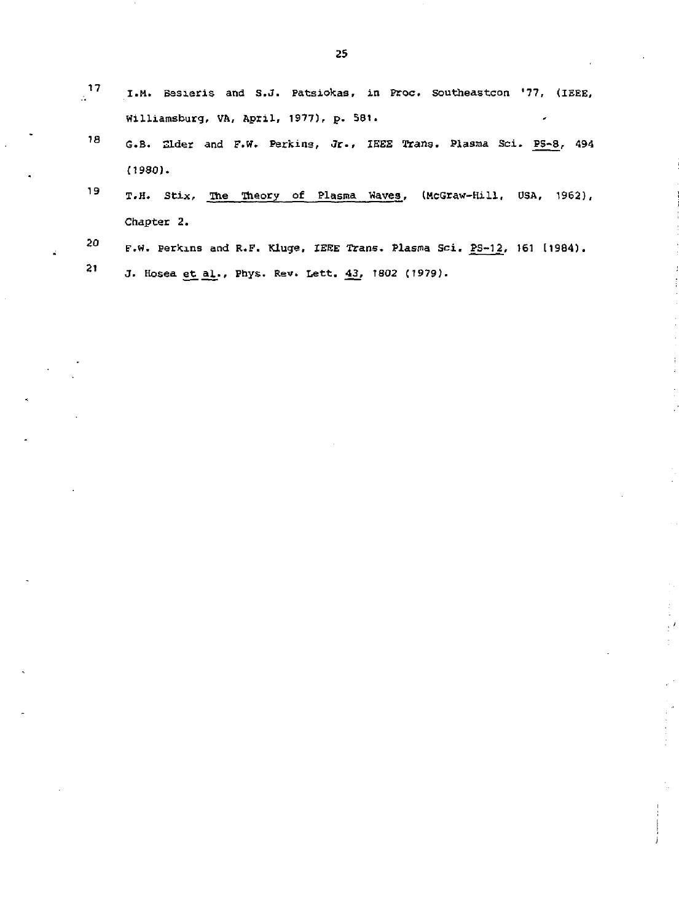[17] I.M. Besieris and S.J. Patsiokas, in Proc. Southeastcon '77, (IEEE, Williamsburg, VA, April, 1977), p. 581.

[18] G.B. Elder and F.W. Perkins, Jr., IEEE Trans. Plasma Sci. PS-8, 494 (1980).

[19] T.H. Stix, The Theory of Plasma Waves, (McGraw-Hill, USA, 1962), Chapter 2.

[20] F.W. Perkins and R.F. Kluge, IEEE Trans. Plasma Sci. PS-12, 161 (1984).

[21] J. Hosea et al., Phys. Rev. Lett. 43, 1802 (1979).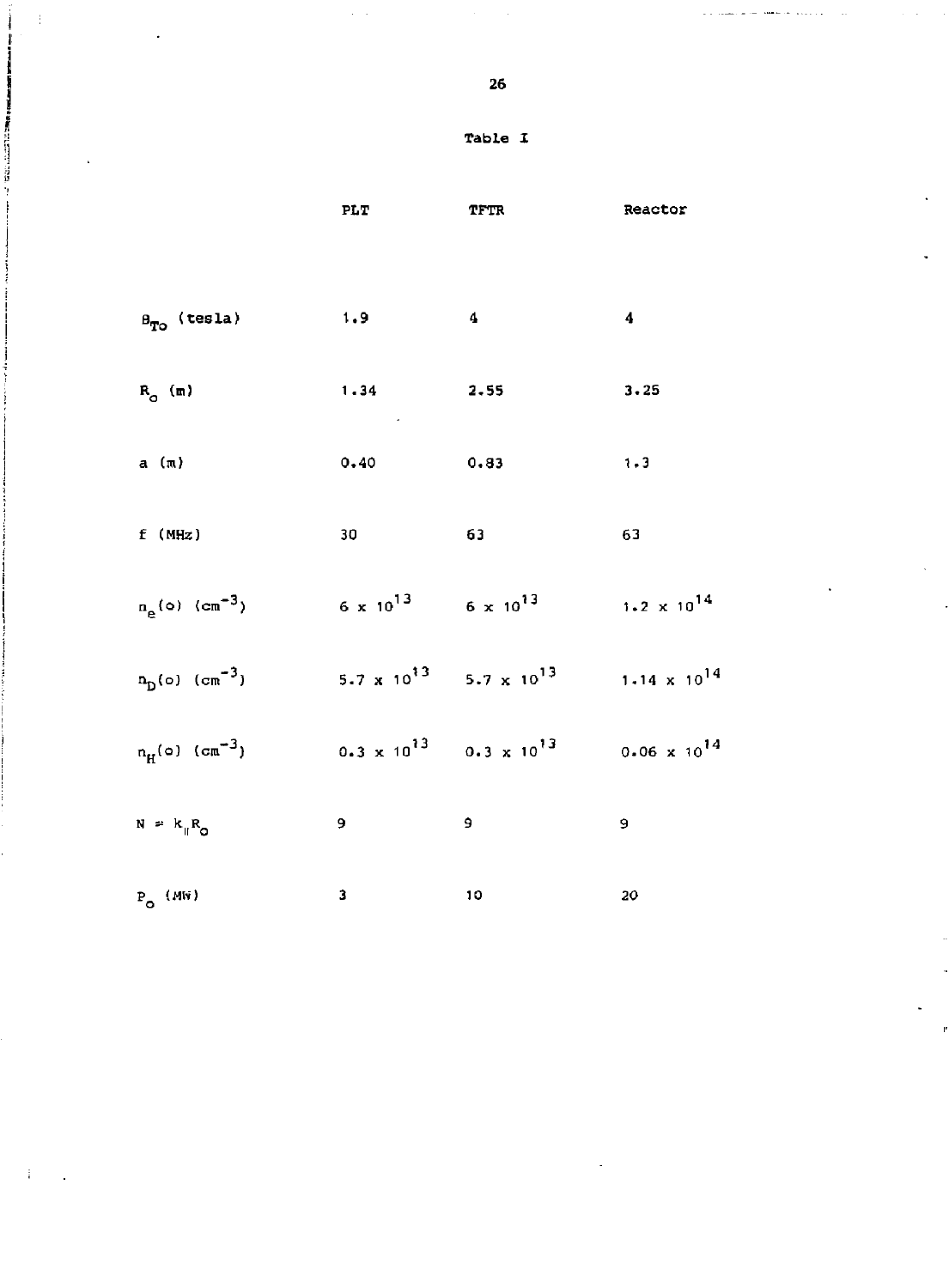Table I

| | PLT | TFTR | Reactor |
|---|---|---|---|
| $B_{To}$ (tesla) | 1.9 | 4 | 4 |
| $R_o$ (m) | 1.34 | 2.55 | 3.25 |
| a (m) | 0.40 | 0.83 | 1.3 |
| f (MHz) | 30 | 63 | 63 |
| $n_e(o)$ ($cm^{-3}$) | $6 \times 10^{13}$ | $6 \times 10^{13}$ | $1.2 \times 10^{14}$ |
| $n_D(o)$ ($cm^{-3}$) | $5.7 \times 10^{13}$ | $5.7 \times 10^{13}$ | $1.14 \times 10^{14}$ |
| $n_H(o)$ ($cm^{-3}$) | $0.3 \times 10^{13}$ | $0.3 \times 10^{13}$ | $0.06 \times 10^{14}$ |
| $N = k_\parallel R_o$ | 9 | 9 | 9 |
| $P_o$ (MW) | 3 | 10 | 20 |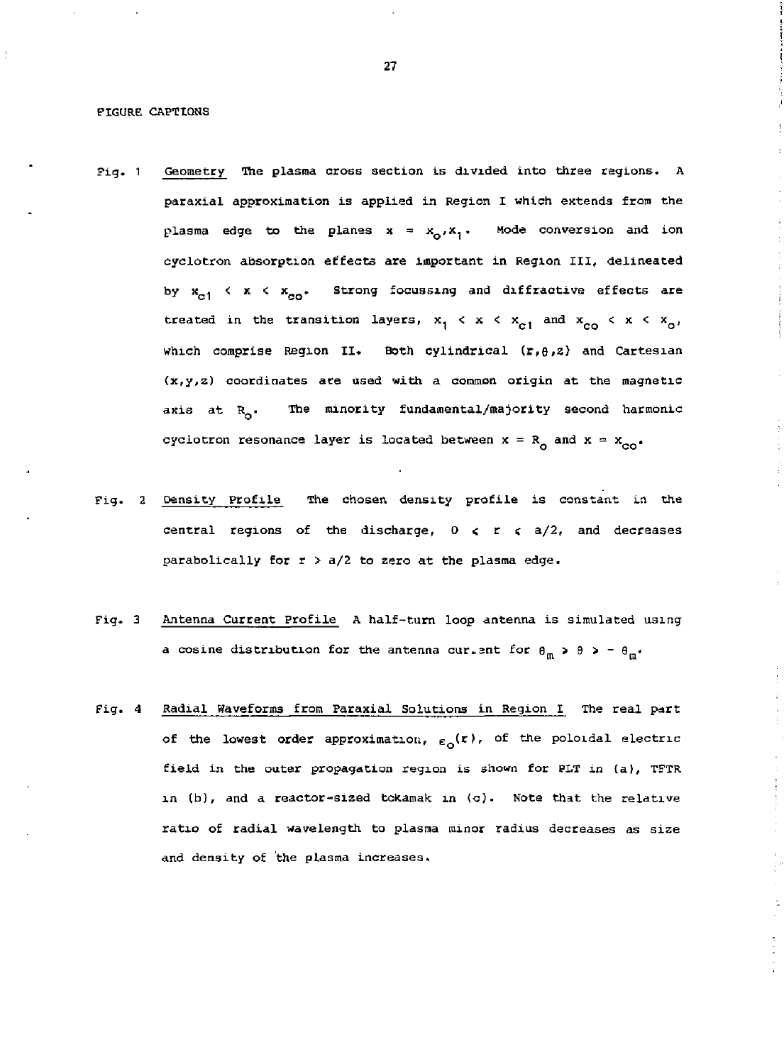FIGURE CAPTIONS

Fig. 1 Geometry The plasma cross section is divided into three regions. A paraxial approximation is applied in Region I which extends from the plasma edge to the planes $x = x_o, x_1$. Mode conversion and ion cyclotron absorption effects are important in Region III, delineated by $x_{c1} < x < x_{co}$. Strong focussing and diffractive effects are treated in the transition layers, $x_1 < x < x_{c1}$ and $x_{co} < x < x_o$, which comprise Region II. Both cylindrical $(r,\theta,z)$ and Cartesian $(x,y,z)$ coordinates are used with a common origin at the magnetic axis at $R_o$. The minority fundamental/majority second harmonic cyclotron resonance layer is located between $x = R_o$ and $x = x_{co}$.

Fig. 2 Density Profile The chosen density profile is constant in the central regions of the discharge, $0 \leq r \leq a/2$, and decreases parabolically for $r > a/2$ to zero at the plasma edge.

Fig. 3 Antenna Current Profile A half-turn loop antenna is simulated using a cosine distribution for the antenna current for $\theta_m > \theta > -\theta_m$.

Fig. 4 Radial Waveforms from Paraxial Solutions in Region I The real part of the lowest order approximation, $\varepsilon_o(r)$, of the poloidal electric field in the outer propagation region is shown for PLT in (a), TFTR in (b), and a reactor-sized tokamak in (c). Note that the relative ratio of radial wavelength to plasma minor radius decreases as size and density of the plasma increases.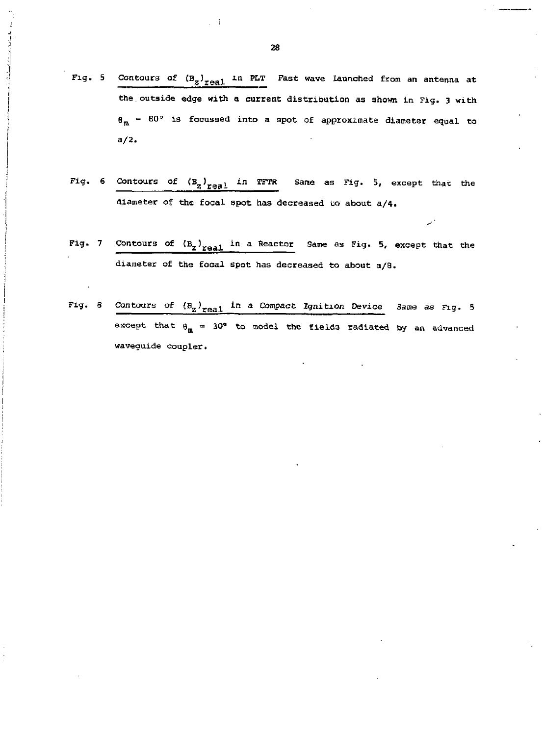Fig. 5 Contours of $(B_z)_{real}$ in PLT Fast wave launched from an antenna at the outside edge with a current distribution as shown in Fig. 3 with $\theta_m = 80°$ is focussed into a spot of approximate diameter equal to a/2.

Fig. 6 Contours of $(B_z)_{real}$ in TFTR Same as Fig. 5, except that the diameter of the focal spot has decreased to about a/4.

Fig. 7 Contours of $(B_z)_{real}$ in a Reactor Same as Fig. 5, except that the diameter of the focal spot has decreased to about a/8.

Fig. 8 Contours of $(B_z)_{real}$ in a *Compact Ignition Device* *Same as Fig.* 5 except that $\theta_m = 30°$ to model the fields radiated by an advanced waveguide coupler.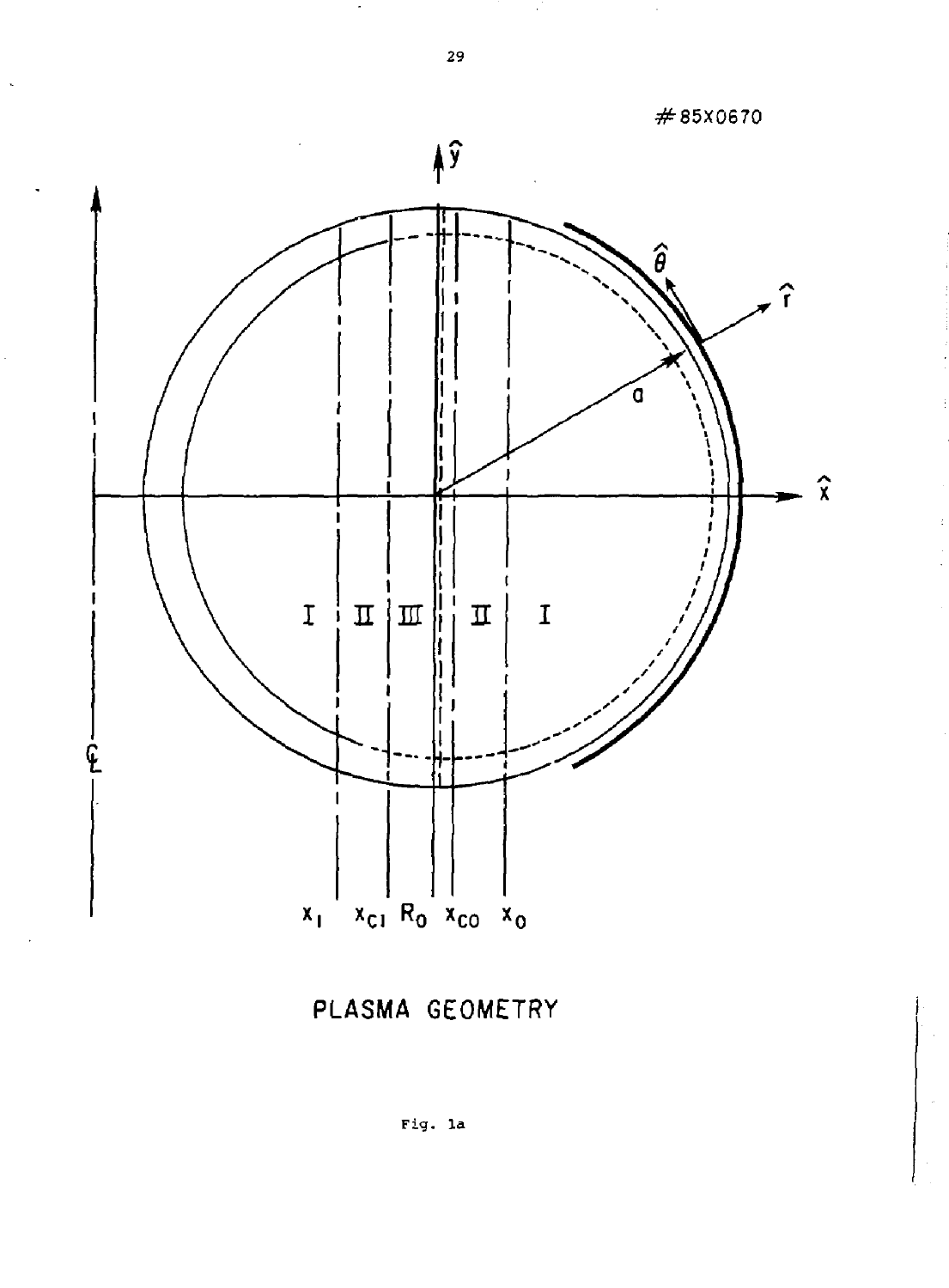#85X0670

PLASMA GEOMETRY

Fig. 1a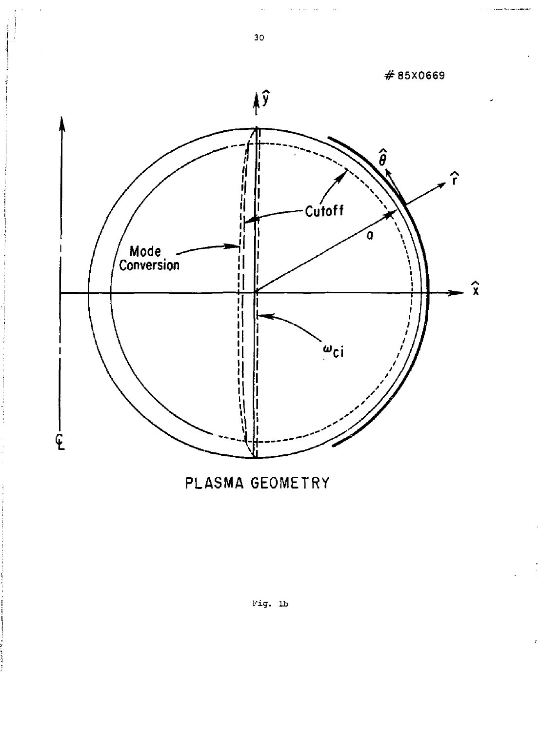#85X0669

Cutoff

Mode Conversion

$\omega_{ci}$

$\hat{y}$

$\hat{x}$

$\hat{r}$

$\hat{\theta}$

$a$

PLASMA GEOMETRY

Fig. 1b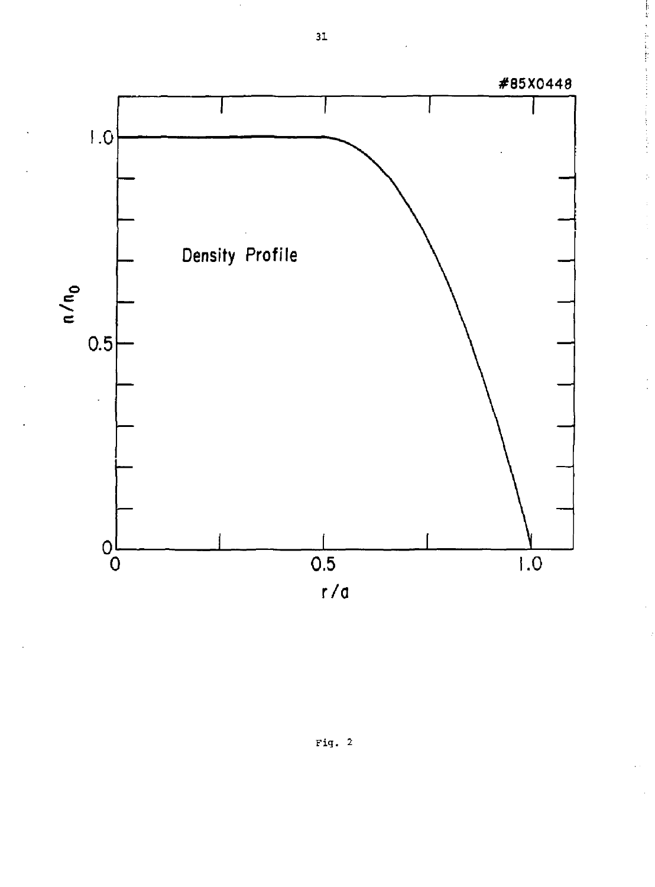#85X0448

Density Profile

$n/n_0$

$r/a$

Fig. 2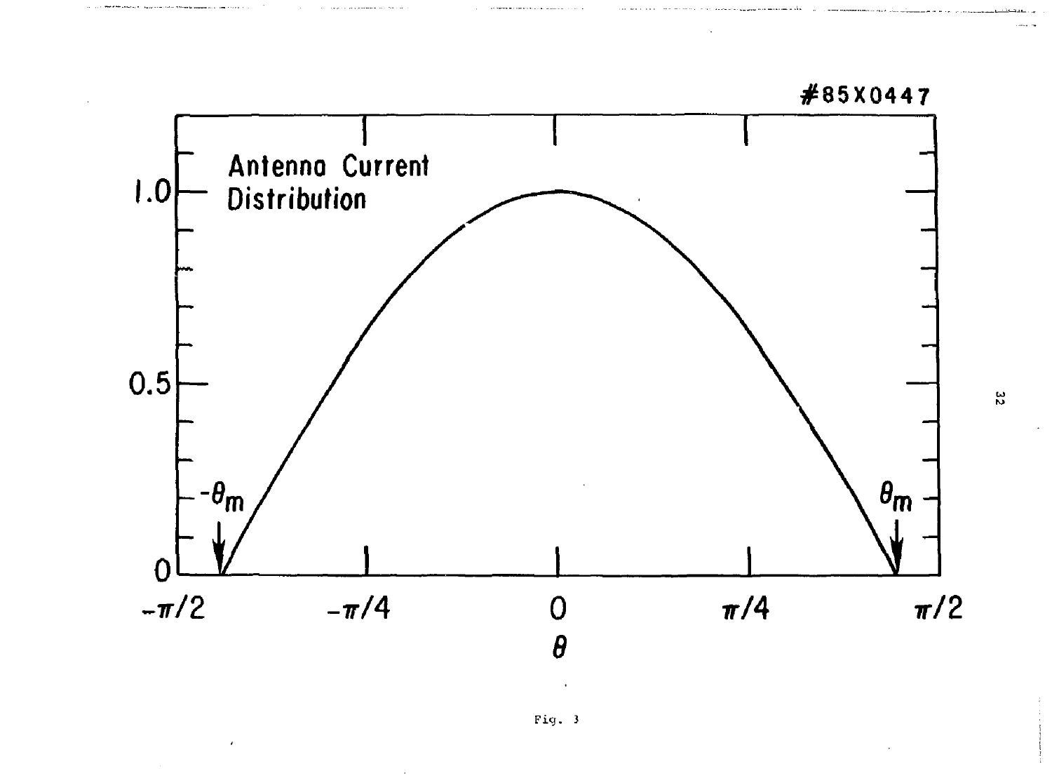#85X0447

Antenna Current Distribution

1.0

0.5

0

$-\theta_m$

$\theta_m$

$-\pi/2$ $-\pi/4$ $0$ $\pi/4$ $\pi/2$

$\theta$

Fig. 3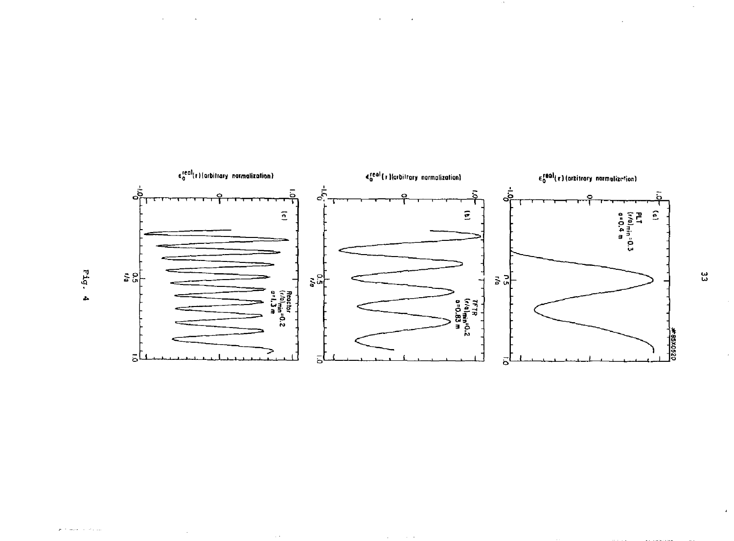$\epsilon_0^{real}(r)$ (arbitrary normalization)

(a) PLT $(r/a)_{min}=0.3$ $a=0.4$ m

#85X0520

$\epsilon_0^{real}(r)$ (arbitrary normalization)

(b) TFTR $(r/a)_{min}=0.2$ $a=0.83$ m

$\epsilon_0^{real}(r)$ (arbitrary normalization)

(c) Reactor $(r/a)_{min}=0.2$ $a=1.3$ m

Fig. 4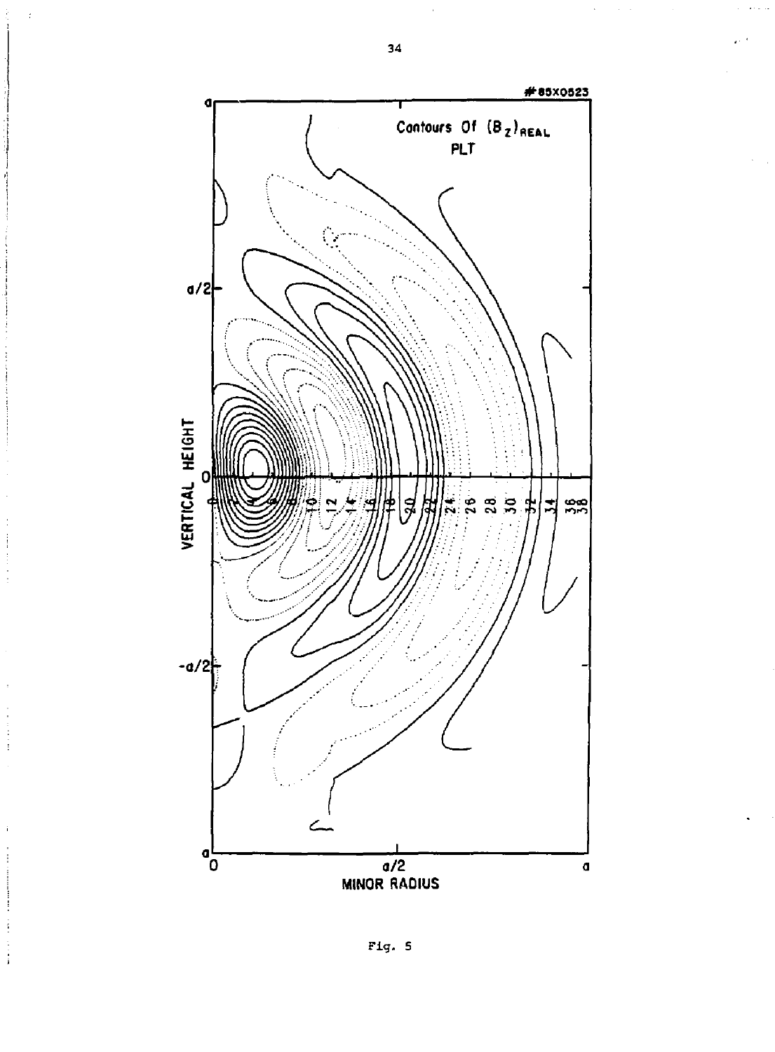Fig. 5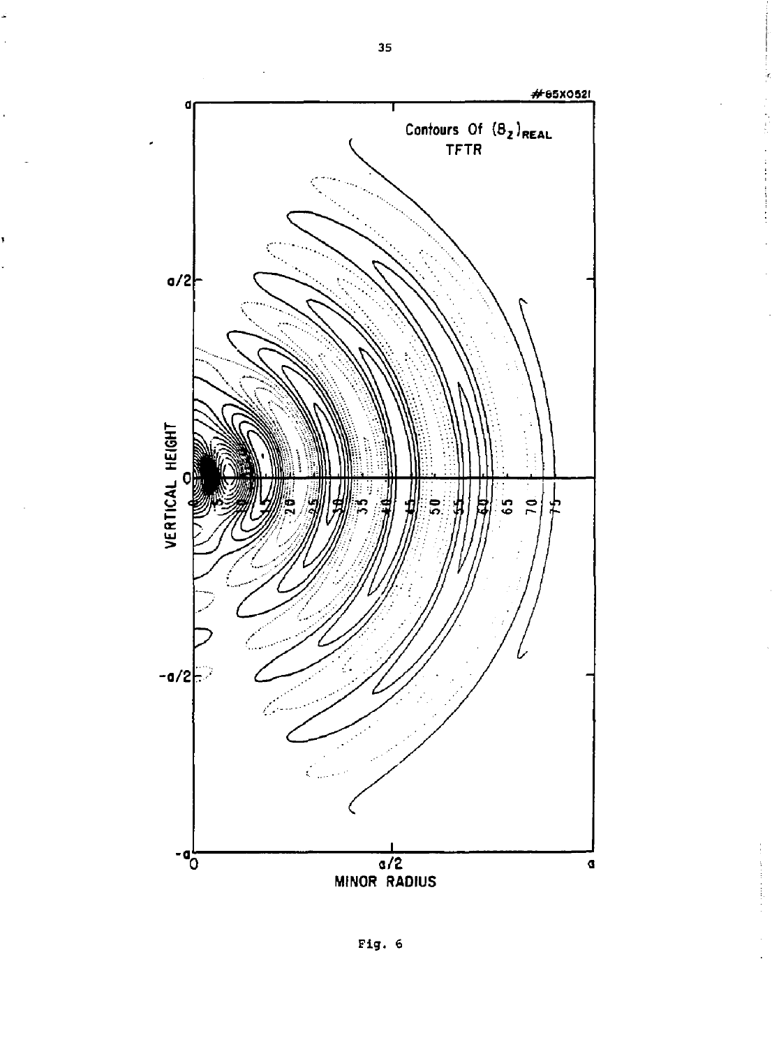Fig. 6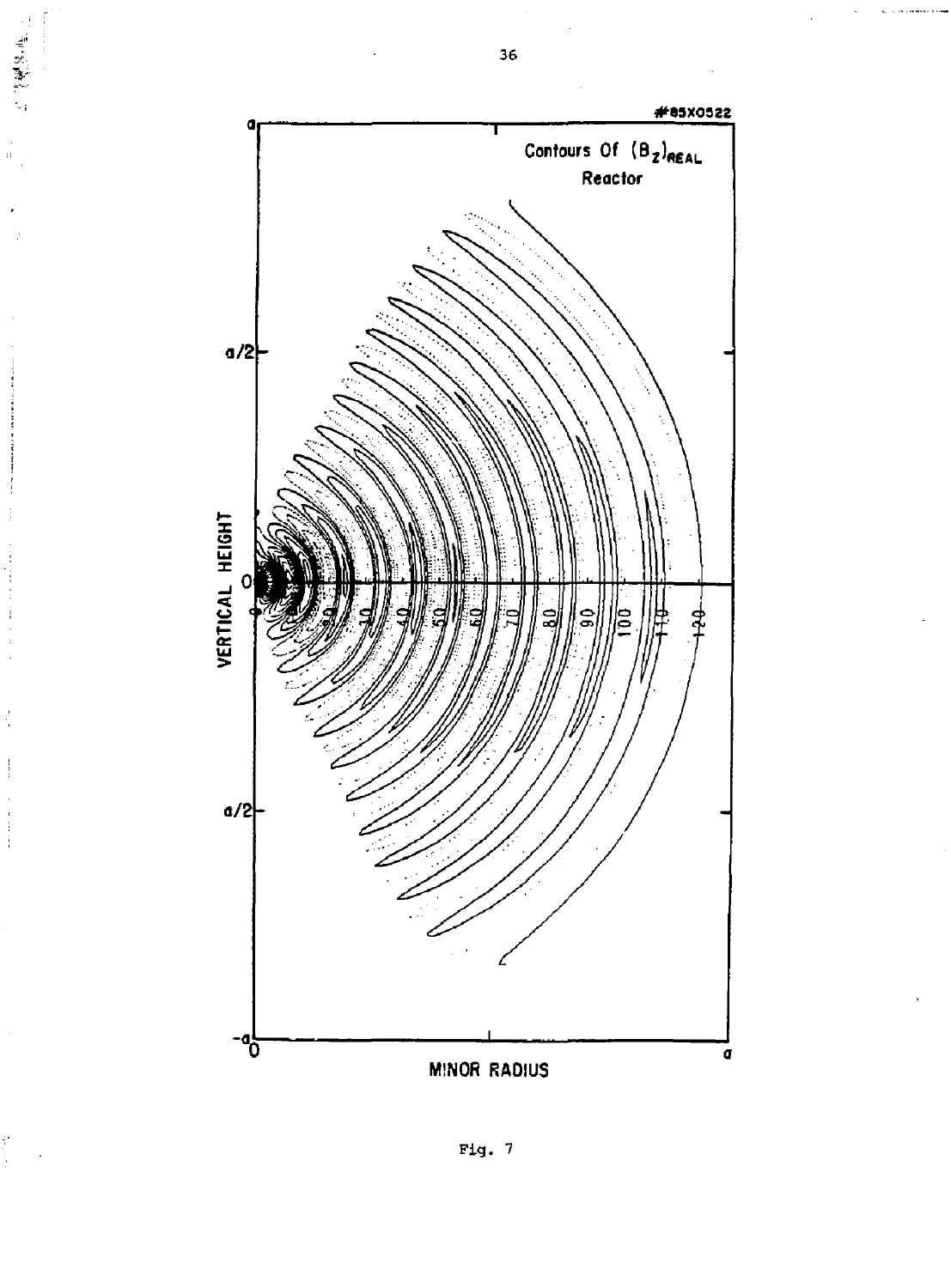Fig. 7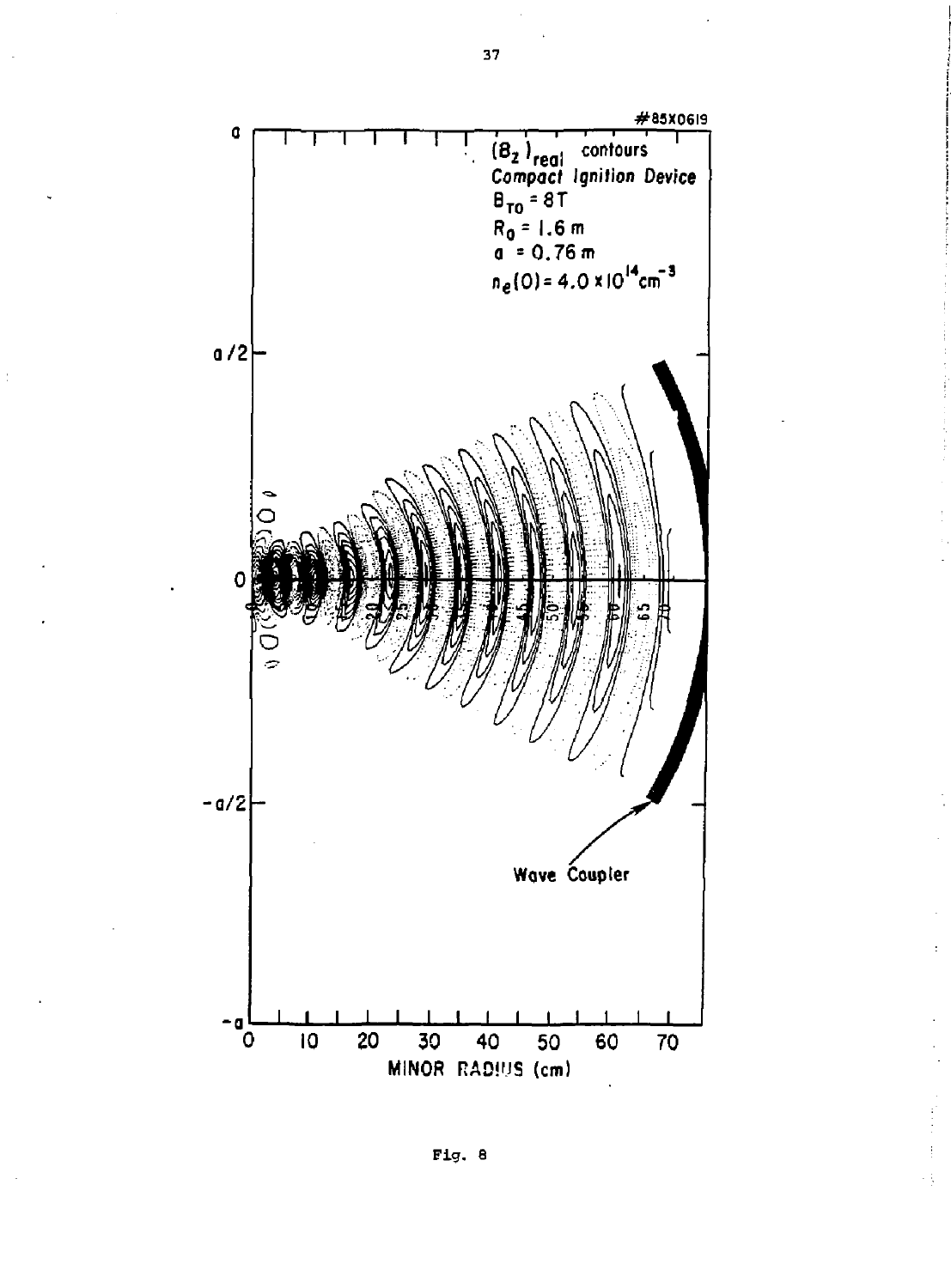Fig. 8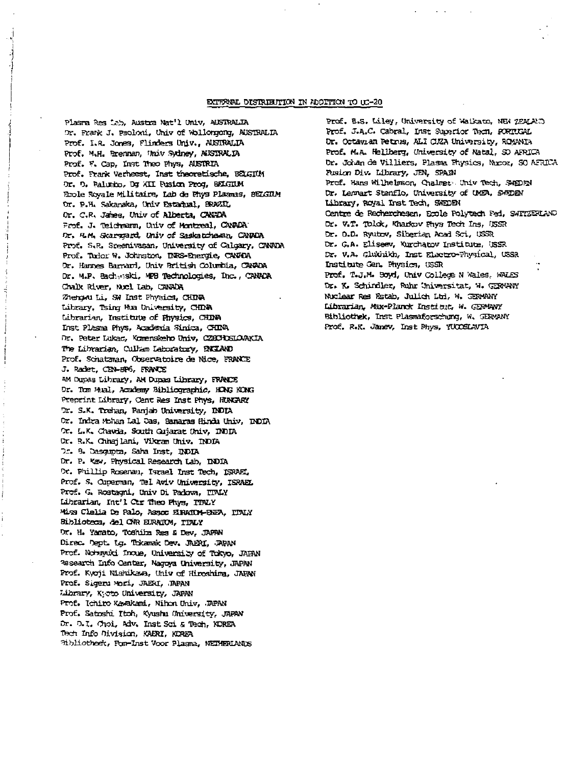## EXTERNAL DISTRIBUTION IN ADDITION TO UC-20

Plasma Res Lab, Austra Nat'l Univ, AUSTRALIA
Dr. Frank J. Paoloni, Univ of Wollongong, AUSTRALIA
Prof. I.R. Jones, Flinders Univ., AUSTRALIA
Prof. M.H. Brennan, Univ Sydney, AUSTRALIA
Prof. F. Cap, Inst Theo Phys, AUSTRIA
Prof. Frank Verheest, Inst theoretische, BELGIUM
Dr. D. Palumbo, Dg XII Fusion Prog, BELGIUM
Ecole Royale Militaire, Lab de Phys Plasmas, BELGIUM
Dr. P.H. Sakanaka, Univ Estadual, BRAZIL
Dr. C.R. James, Univ of Alberta, CANADA
Prof. J. Teichmann, Univ of Montreal, CANADA
Dr. H.M. Skarsgard, Univ of Saskatchewan, CANADA
Prof. S.R. Sreenivasan, University of Calgary, CANADA
Prof. Tudor W. Johnston, INRS-Energie, CANADA
Dr. Hannes Barnard, Univ British Columbia, CANADA
Dr. M.P. Bachynski, MPB Technologies, Inc., CANADA
Chalk River, Nucl Lab, CANADA
Zhengwu Li, SW Inst Physics, CHINA
Library, Tsing Hua University, CHINA
Librarian, Institute of Physics, CHINA
Inst Plasma Phys, Academia Sinica, CHINA
Dr. Peter Lukac, Komenskeho Univ, CZECHOSLOVAKIA
The Librarian, Culham Laboratory, ENGLAND
Prof. Schatzman, Observatoire de Nice, FRANCE
J. Radet, CEN-BP6, FRANCE
AM Dupas Library, AM Dupas Library, FRANCE
Dr. Tom Mual, Academy Bibliographic, HONG KONG
Preprint Library, Cent Res Inst Phys, HUNGARY
Dr. S.K. Trehan, Panjab University, INDIA
Dr. Indra Mohan Lal Das, Banaras Hindu Univ, INDIA
Dr. L.K. Chavda, South Gujarat Univ, INDIA
Dr. R.K. Chhajlani, Vikram Univ. INDIA
Dr. B. Dasgupta, Saha Inst, INDIA
Dr. P. Kaw, Physical Research Lab, INDIA
Dr. Phillip Rosenau, Israel Inst Tech, ISRAEL
Prof. S. Cuperman, Tel Aviv University, ISRAEL
Prof. G. Rostagni, Univ Di Padova, ITALY
Librarian, Int'l Ctr Theo Phys, ITALY
Miss Clelia De Palo, Assoc EURATOM-ENEA, ITALY
Biblioteca, del CNR EURATOM, ITALY
Dr. H. Yamato, Toshiba Res & Dev, JAPAN
Direc. Dept. Lg. Tokamak Dev. JAERI, JAPAN
Prof. Nobuyuki Inoue, University of Tokyo, JAPAN
Research Info Center, Nagoya University, JAPAN
Prof. Kyoji Nishikawa, Univ of Hiroshima, JAPAN
Prof. Sigeru Mori, JAERI, JAPAN
Library, Kyoto University, JAPAN
Prof. Ichiro Kawakami, Nihon Univ, JAPAN
Prof. Satoshi Itoh, Kyushu University, JAPAN
Dr. D.I. Choi, Adv. Inst Sci & Tech, KOREA
Tech Info Division, KAERI, KOREA
Bibliotheek, Fom-Inst Voor Plasma, NETHERLANDS
Prof. B.S. Liley, University of Waikato, NEW ZEALAND
Prof. J.A.C. Cabral, Inst Superior Tech, PORTUGAL
Dr. Octavian Petrus, ALI CUZA University, ROMANIA
Prof. M.A. Hellberg, University of Natal, SO AFRICA
Dr. Johan de Villiers, Plasma Physics, Nucor, SO AFRICA
Fusion Div. Library, JEN, SPAIN
Prof. Hans Wilhelmson, Chalmers Univ Tech, SWEDEN
Dr. Lennart Stenflo, University of UMEA, SWEDEN
Library, Royal Inst Tech, SWEDEN
Centre de Recherchesen, Ecole Polytech Fed, SWITZERLAND
Dr. V.T. Tolok, Kharkov Phys Tech Ins, USSR
Dr. D.D. Ryutov, Siberian Acad Sci, USSR
Dr. G.A. Eliseev, Kurchatov Institute, USSR
Dr. V.A. Glukhikh, Inst Electro-Physical, USSR
Institute Gen. Physics, USSR
Prof. T.J.M. Boyd, Univ College N Wales, WALES
Dr. K. Schindler, Ruhr Universitat, W. GERMANY
Nuclear Res Estab, Julich Ltd, W. GERMANY
Librarian, Max-Planck Institut, W. GERMANY
Bibliothek, Inst Plasmaforschung, W. GERMANY
Prof. R.K. Janev, Inst Phys, YUGOSLAVIA